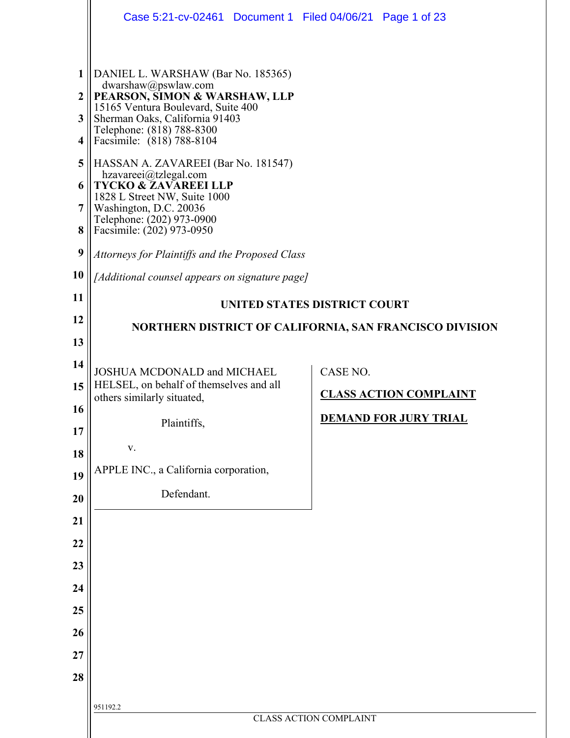DANIEL L. WARSHAW (Bar No. 185365)
dwarshaw@pswlaw.com
**PEARSON, SIMON & WARSHAW, LLP**
15165 Ventura Boulevard, Suite 400
Sherman Oaks, California 91403
Telephone: (818) 788-8300
Facsimile: (818) 788-8104

HASSAN A. ZAVAREEI (Bar No. 181547)
hzavareei@tzlegal.com
**TYCKO & ZAVAREEI LLP**
1828 L Street NW, Suite 1000
Washington, D.C. 20036
Telephone: (202) 973-0900
Facsimile: (202) 973-0950

*Attorneys for Plaintiffs and the Proposed Class*

*[Additional counsel appears on signature page]*

**UNITED STATES DISTRICT COURT**

**NORTHERN DISTRICT OF CALIFORNIA, SAN FRANCISCO DIVISION**

JOSHUA MCDONALD and MICHAEL HELSEL, on behalf of themselves and all others similarly situated,

Plaintiffs,

v.

APPLE INC., a California corporation,

Defendant.

CASE NO.

**CLASS ACTION COMPLAINT**

**DEMAND FOR JURY TRIAL**

951192.2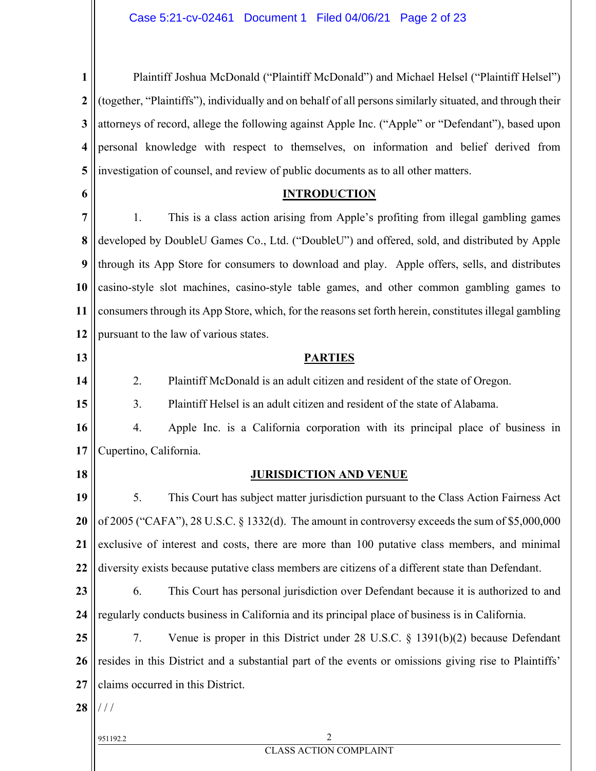Plaintiff Joshua McDonald ("Plaintiff McDonald") and Michael Helsel ("Plaintiff Helsel") (together, "Plaintiffs"), individually and on behalf of all persons similarly situated, and through their attorneys of record, allege the following against Apple Inc. ("Apple" or "Defendant"), based upon personal knowledge with respect to themselves, on information and belief derived from investigation of counsel, and review of public documents as to all other matters.

## INTRODUCTION

1. This is a class action arising from Apple's profiting from illegal gambling games developed by DoubleU Games Co., Ltd. ("DoubleU") and offered, sold, and distributed by Apple through its App Store for consumers to download and play. Apple offers, sells, and distributes casino-style slot machines, casino-style table games, and other common gambling games to consumers through its App Store, which, for the reasons set forth herein, constitutes illegal gambling pursuant to the law of various states.

## PARTIES

2. Plaintiff McDonald is an adult citizen and resident of the state of Oregon.

3. Plaintiff Helsel is an adult citizen and resident of the state of Alabama.

4. Apple Inc. is a California corporation with its principal place of business in Cupertino, California.

## JURISDICTION AND VENUE

5. This Court has subject matter jurisdiction pursuant to the Class Action Fairness Act of 2005 ("CAFA"), 28 U.S.C. § 1332(d). The amount in controversy exceeds the sum of $5,000,000 exclusive of interest and costs, there are more than 100 putative class members, and minimal diversity exists because putative class members are citizens of a different state than Defendant.

6. This Court has personal jurisdiction over Defendant because it is authorized to and regularly conducts business in California and its principal place of business is in California.

7. Venue is proper in this District under 28 U.S.C. § 1391(b)(2) because Defendant resides in this District and a substantial part of the events or omissions giving rise to Plaintiffs' claims occurred in this District.

/ / /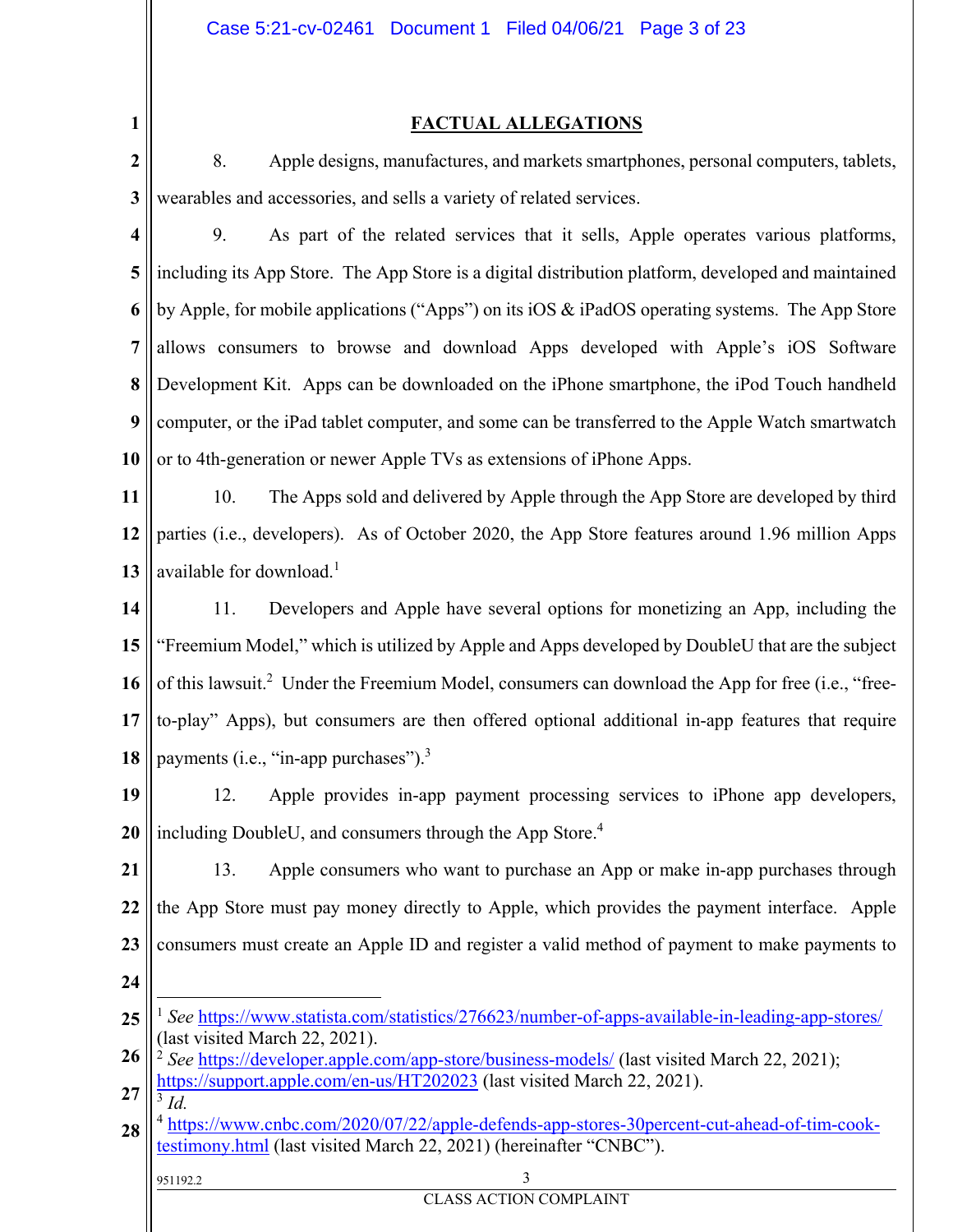## FACTUAL ALLEGATIONS

8. Apple designs, manufactures, and markets smartphones, personal computers, tablets, wearables and accessories, and sells a variety of related services.

9. As part of the related services that it sells, Apple operates various platforms, including its App Store. The App Store is a digital distribution platform, developed and maintained by Apple, for mobile applications ("Apps") on its iOS & iPadOS operating systems. The App Store allows consumers to browse and download Apps developed with Apple's iOS Software Development Kit. Apps can be downloaded on the iPhone smartphone, the iPod Touch handheld computer, or the iPad tablet computer, and some can be transferred to the Apple Watch smartwatch or to 4th-generation or newer Apple TVs as extensions of iPhone Apps.

10. The Apps sold and delivered by Apple through the App Store are developed by third parties (i.e., developers). As of October 2020, the App Store features around 1.96 million Apps available for download.[1]

11. Developers and Apple have several options for monetizing an App, including the "Freemium Model," which is utilized by Apple and Apps developed by DoubleU that are the subject of this lawsuit.[2] Under the Freemium Model, consumers can download the App for free (i.e., "free-to-play" Apps), but consumers are then offered optional additional in-app features that require payments (i.e., "in-app purchases").[3]

12. Apple provides in-app payment processing services to iPhone app developers, including DoubleU, and consumers through the App Store.[4]

13. Apple consumers who want to purchase an App or make in-app purchases through the App Store must pay money directly to Apple, which provides the payment interface. Apple consumers must create an Apple ID and register a valid method of payment to make payments to

---

[1] *See* https://www.statista.com/statistics/276623/number-of-apps-available-in-leading-app-stores/ (last visited March 22, 2021).

[2] *See* https://developer.apple.com/app-store/business-models/ (last visited March 22, 2021); https://support.apple.com/en-us/HT202023 (last visited March 22, 2021).

[3] *Id.*

[4] https://www.cnbc.com/2020/07/22/apple-defends-app-stores-30percent-cut-ahead-of-tim-cook-testimony.html (last visited March 22, 2021) (hereinafter "CNBC").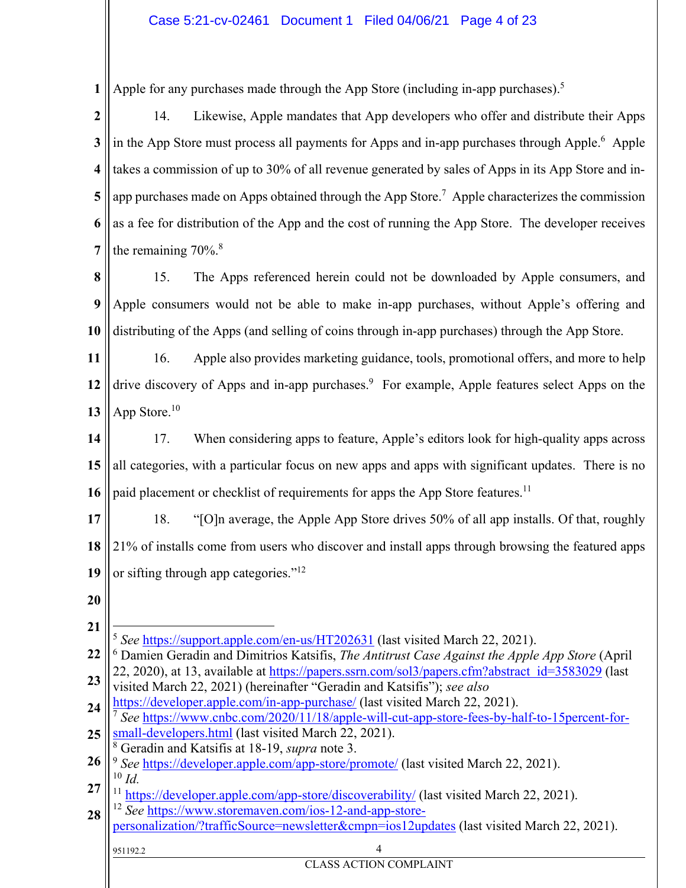Apple for any purchases made through the App Store (including in-app purchases).[5]

14. Likewise, Apple mandates that App developers who offer and distribute their Apps in the App Store must process all payments for Apps and in-app purchases through Apple.[6] Apple takes a commission of up to 30% of all revenue generated by sales of Apps in its App Store and in-app purchases made on Apps obtained through the App Store.[7] Apple characterizes the commission as a fee for distribution of the App and the cost of running the App Store. The developer receives the remaining 70%.[8]

15. The Apps referenced herein could not be downloaded by Apple consumers, and Apple consumers would not be able to make in-app purchases, without Apple's offering and distributing of the Apps (and selling of coins through in-app purchases) through the App Store.

16. Apple also provides marketing guidance, tools, promotional offers, and more to help drive discovery of Apps and in-app purchases.[9] For example, Apple features select Apps on the App Store.[10]

17. When considering apps to feature, Apple's editors look for high-quality apps across all categories, with a particular focus on new apps and apps with significant updates. There is no paid placement or checklist of requirements for apps the App Store features.[11]

18. "[O]n average, the Apple App Store drives 50% of all app installs. Of that, roughly 21% of installs come from users who discover and install apps through browsing the featured apps or sifting through app categories."[12]

---

[5] *See* https://support.apple.com/en-us/HT202631 (last visited March 22, 2021).

[6] Damien Geradin and Dimitrios Katsifis, *The Antitrust Case Against the Apple App Store* (April 22, 2020), at 13, available at https://papers.ssrn.com/sol3/papers.cfm?abstract_id=3583029 (last visited March 22, 2021) (hereinafter "Geradin and Katsifis"); *see also* https://developer.apple.com/in-app-purchase/ (last visited March 22, 2021).

[7] *See* https://www.cnbc.com/2020/11/18/apple-will-cut-app-store-fees-by-half-to-15percent-for-small-developers.html (last visited March 22, 2021).

[8] Geradin and Katsifis at 18-19, *supra* note 3.

[9] *See* https://developer.apple.com/app-store/promote/ (last visited March 22, 2021).

[10] *Id.*

[11] https://developer.apple.com/app-store/discoverability/ (last visited March 22, 2021).

[12] *See* https://www.storemaven.com/ios-12-and-app-store-personalization/?trafficSource=newsletter&cmpn=ios12updates (last visited March 22, 2021).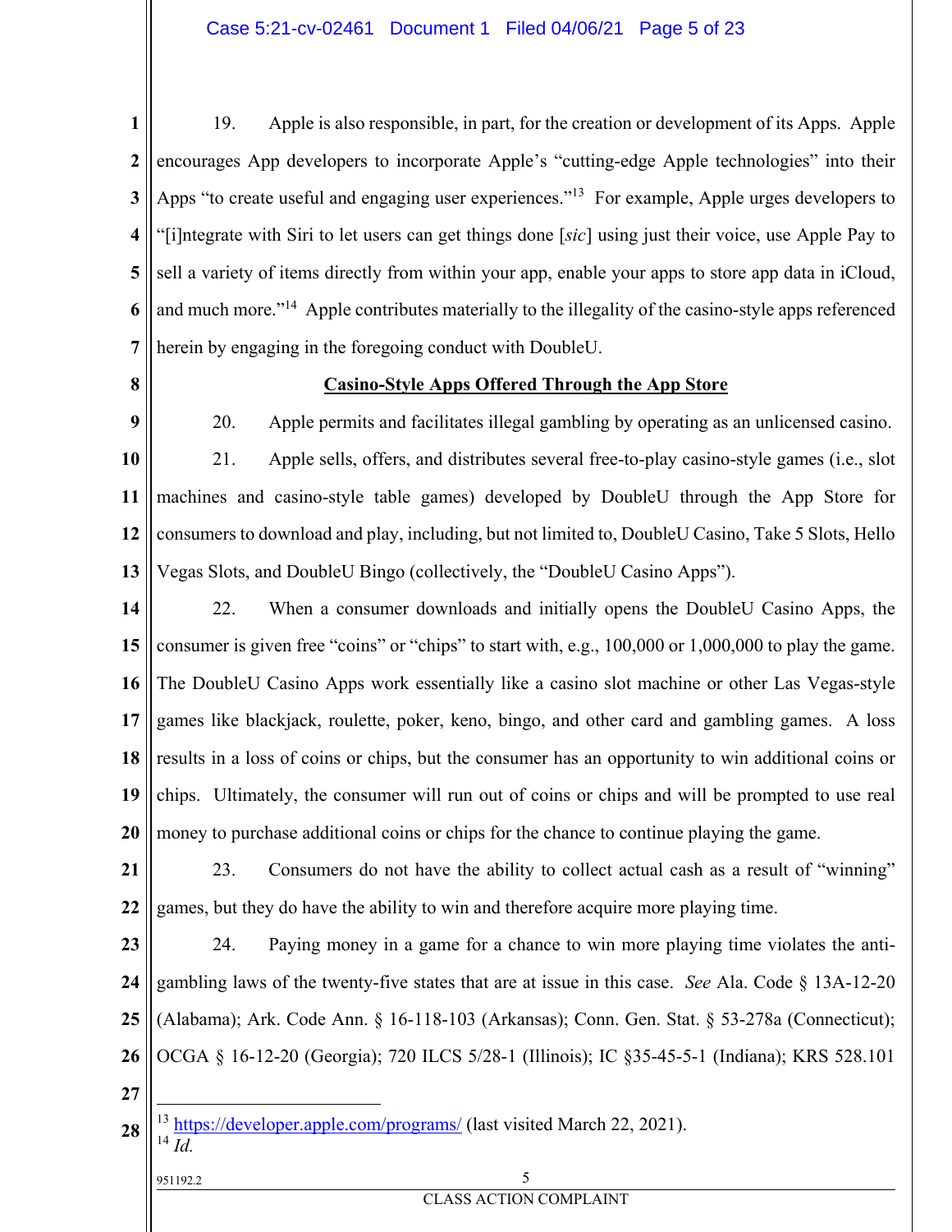19. Apple is also responsible, in part, for the creation or development of its Apps. Apple encourages App developers to incorporate Apple's "cutting-edge Apple technologies" into their Apps "to create useful and engaging user experiences."[13] For example, Apple urges developers to "[i]ntegrate with Siri to let users can get things done [*sic*] using just their voice, use Apple Pay to sell a variety of items directly from within your app, enable your apps to store app data in iCloud, and much more."[14] Apple contributes materially to the illegality of the casino-style apps referenced herein by engaging in the foregoing conduct with DoubleU.

**Casino-Style Apps Offered Through the App Store**

20. Apple permits and facilitates illegal gambling by operating as an unlicensed casino.

21. Apple sells, offers, and distributes several free-to-play casino-style games (i.e., slot machines and casino-style table games) developed by DoubleU through the App Store for consumers to download and play, including, but not limited to, DoubleU Casino, Take 5 Slots, Hello Vegas Slots, and DoubleU Bingo (collectively, the "DoubleU Casino Apps").

22. When a consumer downloads and initially opens the DoubleU Casino Apps, the consumer is given free "coins" or "chips" to start with, e.g., 100,000 or 1,000,000 to play the game. The DoubleU Casino Apps work essentially like a casino slot machine or other Las Vegas-style games like blackjack, roulette, poker, keno, bingo, and other card and gambling games. A loss results in a loss of coins or chips, but the consumer has an opportunity to win additional coins or chips. Ultimately, the consumer will run out of coins or chips and will be prompted to use real money to purchase additional coins or chips for the chance to continue playing the game.

23. Consumers do not have the ability to collect actual cash as a result of "winning" games, but they do have the ability to win and therefore acquire more playing time.

24. Paying money in a game for a chance to win more playing time violates the anti-gambling laws of the twenty-five states that are at issue in this case. *See* Ala. Code § 13A-12-20 (Alabama); Ark. Code Ann. § 16-118-103 (Arkansas); Conn. Gen. Stat. § 53-278a (Connecticut); OCGA § 16-12-20 (Georgia); 720 ILCS 5/28-1 (Illinois); IC §35-45-5-1 (Indiana); KRS 528.101

---

[13] https://developer.apple.com/programs/ (last visited March 22, 2021).

[14] *Id.*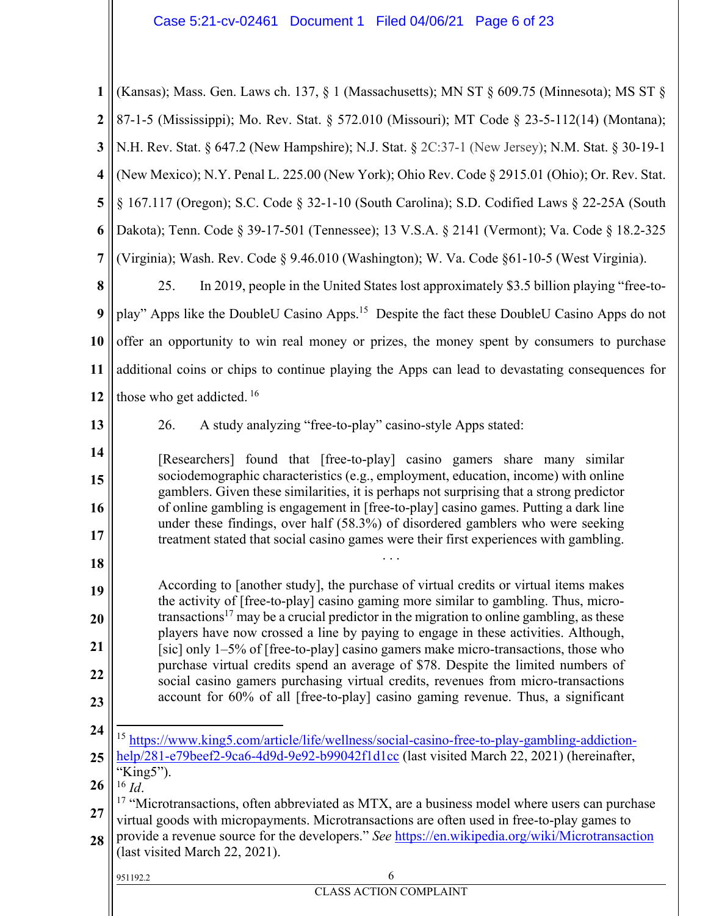(Kansas); Mass. Gen. Laws ch. 137, § 1 (Massachusetts); MN ST § 609.75 (Minnesota); MS ST § 87-1-5 (Mississippi); Mo. Rev. Stat. § 572.010 (Missouri); MT Code § 23-5-112(14) (Montana); N.H. Rev. Stat. § 647.2 (New Hampshire); N.J. Stat. § 2C:37-1 (New Jersey); N.M. Stat. § 30-19-1 (New Mexico); N.Y. Penal L. 225.00 (New York); Ohio Rev. Code § 2915.01 (Ohio); Or. Rev. Stat. § 167.117 (Oregon); S.C. Code § 32-1-10 (South Carolina); S.D. Codified Laws § 22-25A (South Dakota); Tenn. Code § 39-17-501 (Tennessee); 13 V.S.A. § 2141 (Vermont); Va. Code § 18.2-325 (Virginia); Wash. Rev. Code § 9.46.010 (Washington); W. Va. Code §61-10-5 (West Virginia).

25. In 2019, people in the United States lost approximately $3.5 billion playing "free-to-play" Apps like the DoubleU Casino Apps.[15] Despite the fact these DoubleU Casino Apps do not offer an opportunity to win real money or prizes, the money spent by consumers to purchase additional coins or chips to continue playing the Apps can lead to devastating consequences for those who get addicted.[16]

26. A study analyzing "free-to-play" casino-style Apps stated:

> [Researchers] found that [free-to-play] casino gamers share many similar sociodemographic characteristics (e.g., employment, education, income) with online gamblers. Given these similarities, it is perhaps not surprising that a strong predictor of online gambling is engagement in [free-to-play] casino games. Putting a dark line under these findings, over half (58.3%) of disordered gamblers who were seeking treatment stated that social casino games were their first experiences with gambling.
>
> . . .
>
> According to [another study], the purchase of virtual credits or virtual items makes the activity of [free-to-play] casino gaming more similar to gambling. Thus, micro-transactions[17] may be a crucial predictor in the migration to online gambling, as these players have now crossed a line by paying to engage in these activities. Although, [sic] only 1–5% of [free-to-play] casino gamers make micro-transactions, those who purchase virtual credits spend an average of $78. Despite the limited numbers of social casino gamers purchasing virtual credits, revenues from micro-transactions account for 60% of all [free-to-play] casino gaming revenue. Thus, a significant

---

[15] https://www.king5.com/article/life/wellness/social-casino-free-to-play-gambling-addiction-help/281-e79beef2-9ca6-4d9d-9e92-b99042f1d1cc (last visited March 22, 2021) (hereinafter, "King5").

[16] *Id*.

[17] "Microtransactions, often abbreviated as MTX, are a business model where users can purchase virtual goods with micropayments. Microtransactions are often used in free-to-play games to provide a revenue source for the developers." *See* https://en.wikipedia.org/wiki/Microtransaction (last visited March 22, 2021).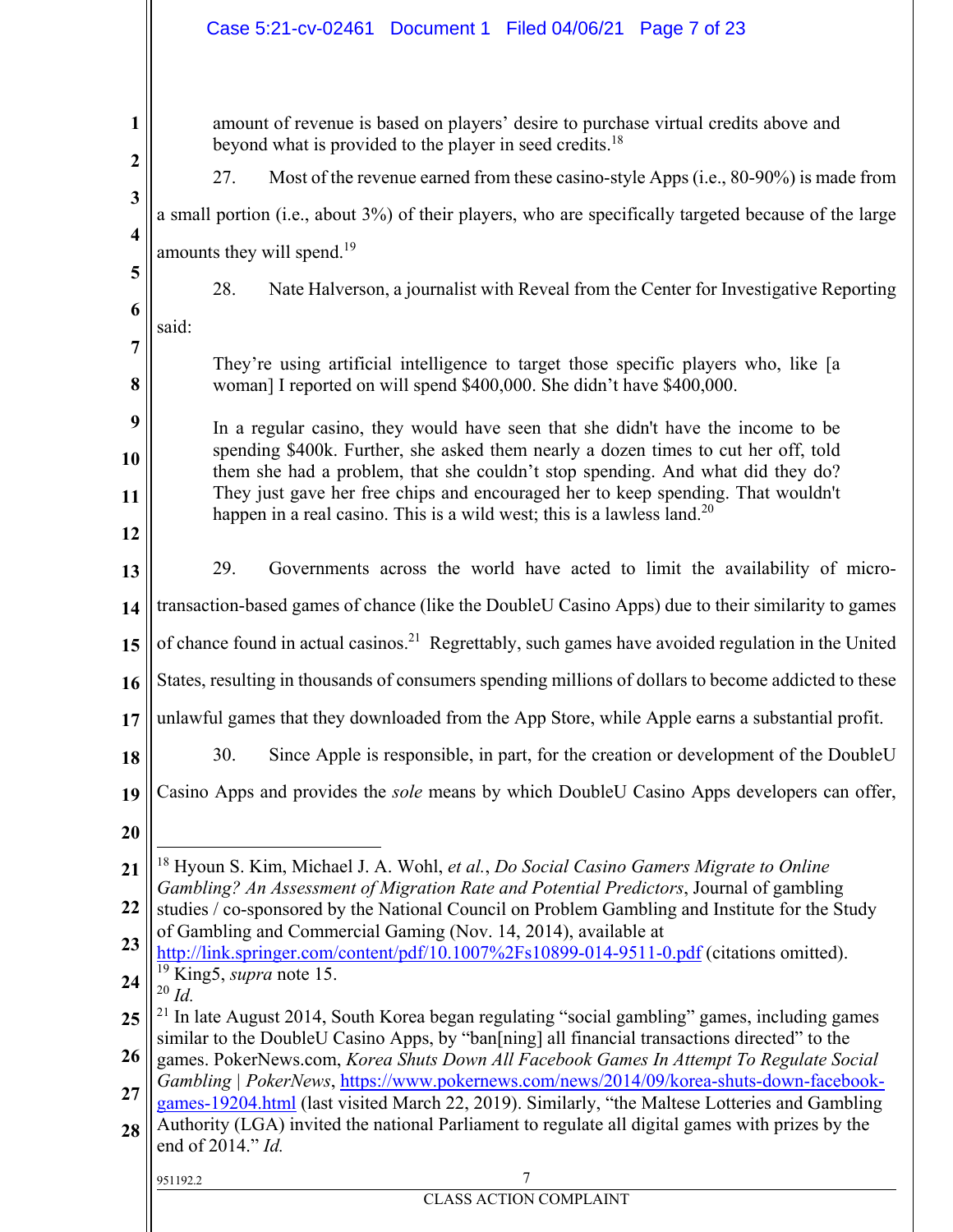amount of revenue is based on players' desire to purchase virtual credits above and beyond what is provided to the player in seed credits.[18]

27. Most of the revenue earned from these casino-style Apps (i.e., 80-90%) is made from a small portion (i.e., about 3%) of their players, who are specifically targeted because of the large amounts they will spend.[19]

28. Nate Halverson, a journalist with Reveal from the Center for Investigative Reporting said:

> They're using artificial intelligence to target those specific players who, like [a woman] I reported on will spend $400,000. She didn't have $400,000.
>
> In a regular casino, they would have seen that she didn't have the income to be spending $400k. Further, she asked them nearly a dozen times to cut her off, told them she had a problem, that she couldn't stop spending. And what did they do? They just gave her free chips and encouraged her to keep spending. That wouldn't happen in a real casino. This is a wild west; this is a lawless land.[20]

29. Governments across the world have acted to limit the availability of micro-transaction-based games of chance (like the DoubleU Casino Apps) due to their similarity to games of chance found in actual casinos.[21] Regrettably, such games have avoided regulation in the United States, resulting in thousands of consumers spending millions of dollars to become addicted to these unlawful games that they downloaded from the App Store, while Apple earns a substantial profit.

30. Since Apple is responsible, in part, for the creation or development of the DoubleU Casino Apps and provides the *sole* means by which DoubleU Casino Apps developers can offer,

---

[18] Hyoun S. Kim, Michael J. A. Wohl, *et al.*, *Do Social Casino Gamers Migrate to Online Gambling? An Assessment of Migration Rate and Potential Predictors*, Journal of gambling studies / co-sponsored by the National Council on Problem Gambling and Institute for the Study of Gambling and Commercial Gaming (Nov. 14, 2014), available at http://link.springer.com/content/pdf/10.1007%2Fs10899-014-9511-0.pdf (citations omitted).

[19] King5, *supra* note 15.

[20] *Id.*

[21] In late August 2014, South Korea began regulating "social gambling" games, including games similar to the DoubleU Casino Apps, by "ban[ning] all financial transactions directed" to the games. PokerNews.com, *Korea Shuts Down All Facebook Games In Attempt To Regulate Social Gambling | PokerNews*, https://www.pokernews.com/news/2014/09/korea-shuts-down-facebook-games-19204.html (last visited March 22, 2019). Similarly, "the Maltese Lotteries and Gambling Authority (LGA) invited the national Parliament to regulate all digital games with prizes by the end of 2014." *Id.*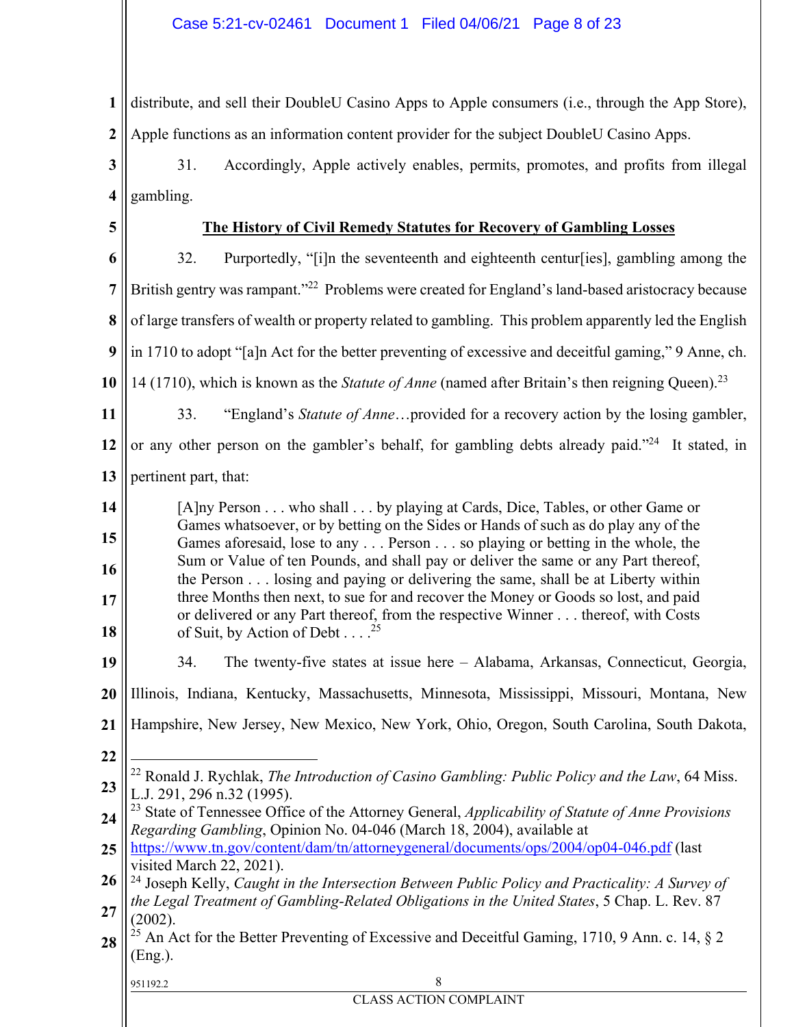distribute, and sell their DoubleU Casino Apps to Apple consumers (i.e., through the App Store), Apple functions as an information content provider for the subject DoubleU Casino Apps.

31. Accordingly, Apple actively enables, permits, promotes, and profits from illegal gambling.

## The History of Civil Remedy Statutes for Recovery of Gambling Losses

32. Purportedly, "[i]n the seventeenth and eighteenth centur[ies], gambling among the British gentry was rampant."[22] Problems were created for England's land-based aristocracy because of large transfers of wealth or property related to gambling. This problem apparently led the English in 1710 to adopt "[a]n Act for the better preventing of excessive and deceitful gaming," 9 Anne, ch. 14 (1710), which is known as the *Statute of Anne* (named after Britain's then reigning Queen).[23]

33. "England's *Statute of Anne*…provided for a recovery action by the losing gambler, or any other person on the gambler's behalf, for gambling debts already paid."[24] It stated, in pertinent part, that:

> [A]ny Person . . . who shall . . . by playing at Cards, Dice, Tables, or other Game or Games whatsoever, or by betting on the Sides or Hands of such as do play any of the Games aforesaid, lose to any . . . Person . . . so playing or betting in the whole, the Sum or Value of ten Pounds, and shall pay or deliver the same or any Part thereof, the Person . . . losing and paying or delivering the same, shall be at Liberty within three Months then next, to sue for and recover the Money or Goods so lost, and paid or delivered or any Part thereof, from the respective Winner . . . thereof, with Costs of Suit, by Action of Debt . . . .[25]

34. The twenty-five states at issue here – Alabama, Arkansas, Connecticut, Georgia, Illinois, Indiana, Kentucky, Massachusetts, Minnesota, Mississippi, Missouri, Montana, New Hampshire, New Jersey, New Mexico, New York, Ohio, Oregon, South Carolina, South Dakota,

---

[22] Ronald J. Rychlak, *The Introduction of Casino Gambling: Public Policy and the Law*, 64 Miss. L.J. 291, 296 n.32 (1995).

[23] State of Tennessee Office of the Attorney General, *Applicability of Statute of Anne Provisions Regarding Gambling*, Opinion No. 04-046 (March 18, 2004), available at https://www.tn.gov/content/dam/tn/attorneygeneral/documents/ops/2004/op04-046.pdf (last visited March 22, 2021).

[24] Joseph Kelly, *Caught in the Intersection Between Public Policy and Practicality: A Survey of the Legal Treatment of Gambling-Related Obligations in the United States*, 5 Chap. L. Rev. 87 (2002).

[25] An Act for the Better Preventing of Excessive and Deceitful Gaming, 1710, 9 Ann. c. 14, § 2 (Eng.).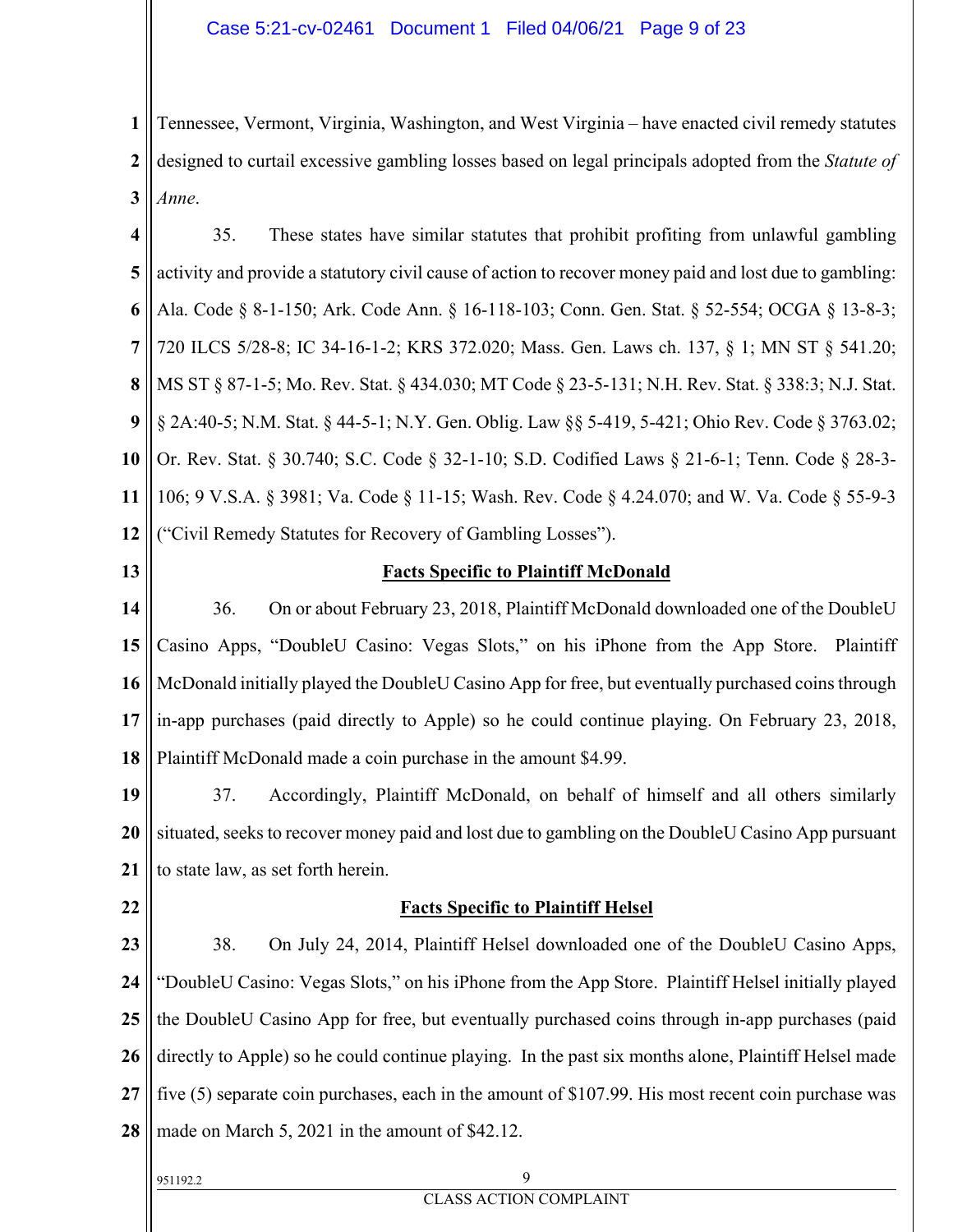Tennessee, Vermont, Virginia, Washington, and West Virginia – have enacted civil remedy statutes designed to curtail excessive gambling losses based on legal principals adopted from the *Statute of Anne*.

35. These states have similar statutes that prohibit profiting from unlawful gambling activity and provide a statutory civil cause of action to recover money paid and lost due to gambling: Ala. Code § 8-1-150; Ark. Code Ann. § 16-118-103; Conn. Gen. Stat. § 52-554; OCGA § 13-8-3; 720 ILCS 5/28-8; IC 34-16-1-2; KRS 372.020; Mass. Gen. Laws ch. 137, § 1; MN ST § 541.20; MS ST § 87-1-5; Mo. Rev. Stat. § 434.030; MT Code § 23-5-131; N.H. Rev. Stat. § 338:3; N.J. Stat. § 2A:40-5; N.M. Stat. § 44-5-1; N.Y. Gen. Oblig. Law §§ 5-419, 5-421; Ohio Rev. Code § 3763.02; Or. Rev. Stat. § 30.740; S.C. Code § 32-1-10; S.D. Codified Laws § 21-6-1; Tenn. Code § 28-3-106; 9 V.S.A. § 3981; Va. Code § 11-15; Wash. Rev. Code § 4.24.070; and W. Va. Code § 55-9-3 ("Civil Remedy Statutes for Recovery of Gambling Losses").

**Facts Specific to Plaintiff McDonald**

36. On or about February 23, 2018, Plaintiff McDonald downloaded one of the DoubleU Casino Apps, "DoubleU Casino: Vegas Slots," on his iPhone from the App Store. Plaintiff McDonald initially played the DoubleU Casino App for free, but eventually purchased coins through in-app purchases (paid directly to Apple) so he could continue playing. On February 23, 2018, Plaintiff McDonald made a coin purchase in the amount $4.99.

37. Accordingly, Plaintiff McDonald, on behalf of himself and all others similarly situated, seeks to recover money paid and lost due to gambling on the DoubleU Casino App pursuant to state law, as set forth herein.

**Facts Specific to Plaintiff Helsel**

38. On July 24, 2014, Plaintiff Helsel downloaded one of the DoubleU Casino Apps, "DoubleU Casino: Vegas Slots," on his iPhone from the App Store. Plaintiff Helsel initially played the DoubleU Casino App for free, but eventually purchased coins through in-app purchases (paid directly to Apple) so he could continue playing. In the past six months alone, Plaintiff Helsel made five (5) separate coin purchases, each in the amount of $107.99. His most recent coin purchase was made on March 5, 2021 in the amount of $42.12.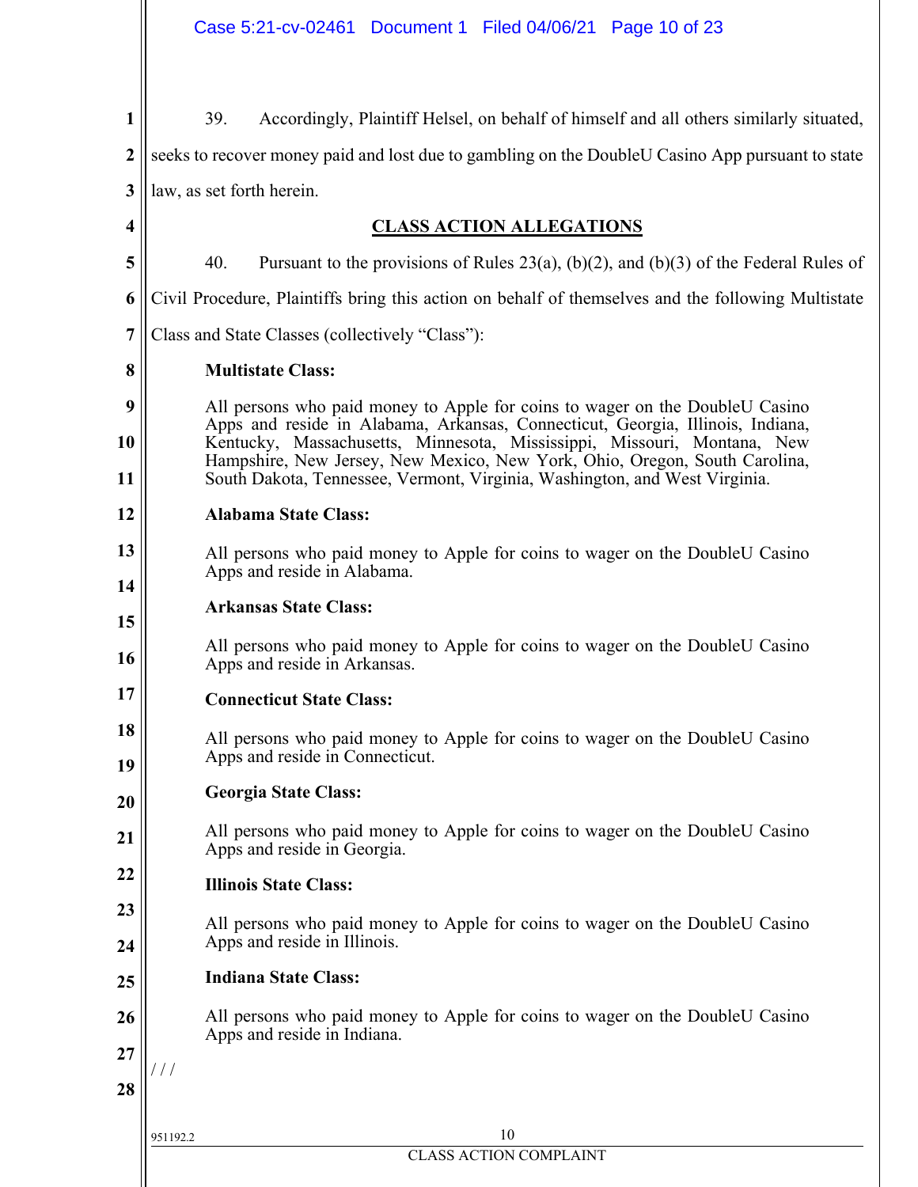39. Accordingly, Plaintiff Helsel, on behalf of himself and all others similarly situated, seeks to recover money paid and lost due to gambling on the DoubleU Casino App pursuant to state law, as set forth herein.

## CLASS ACTION ALLEGATIONS

40. Pursuant to the provisions of Rules 23(a), (b)(2), and (b)(3) of the Federal Rules of Civil Procedure, Plaintiffs bring this action on behalf of themselves and the following Multistate Class and State Classes (collectively "Class"):

**Multistate Class:**

All persons who paid money to Apple for coins to wager on the DoubleU Casino Apps and reside in Alabama, Arkansas, Connecticut, Georgia, Illinois, Indiana, Kentucky, Massachusetts, Minnesota, Mississippi, Missouri, Montana, New Hampshire, New Jersey, New Mexico, New York, Ohio, Oregon, South Carolina, South Dakota, Tennessee, Vermont, Virginia, Washington, and West Virginia.

**Alabama State Class:**

All persons who paid money to Apple for coins to wager on the DoubleU Casino Apps and reside in Alabama.

**Arkansas State Class:**

All persons who paid money to Apple for coins to wager on the DoubleU Casino Apps and reside in Arkansas.

**Connecticut State Class:**

All persons who paid money to Apple for coins to wager on the DoubleU Casino Apps and reside in Connecticut.

**Georgia State Class:**

All persons who paid money to Apple for coins to wager on the DoubleU Casino Apps and reside in Georgia.

**Illinois State Class:**

All persons who paid money to Apple for coins to wager on the DoubleU Casino Apps and reside in Illinois.

**Indiana State Class:**

All persons who paid money to Apple for coins to wager on the DoubleU Casino Apps and reside in Indiana.

/ / /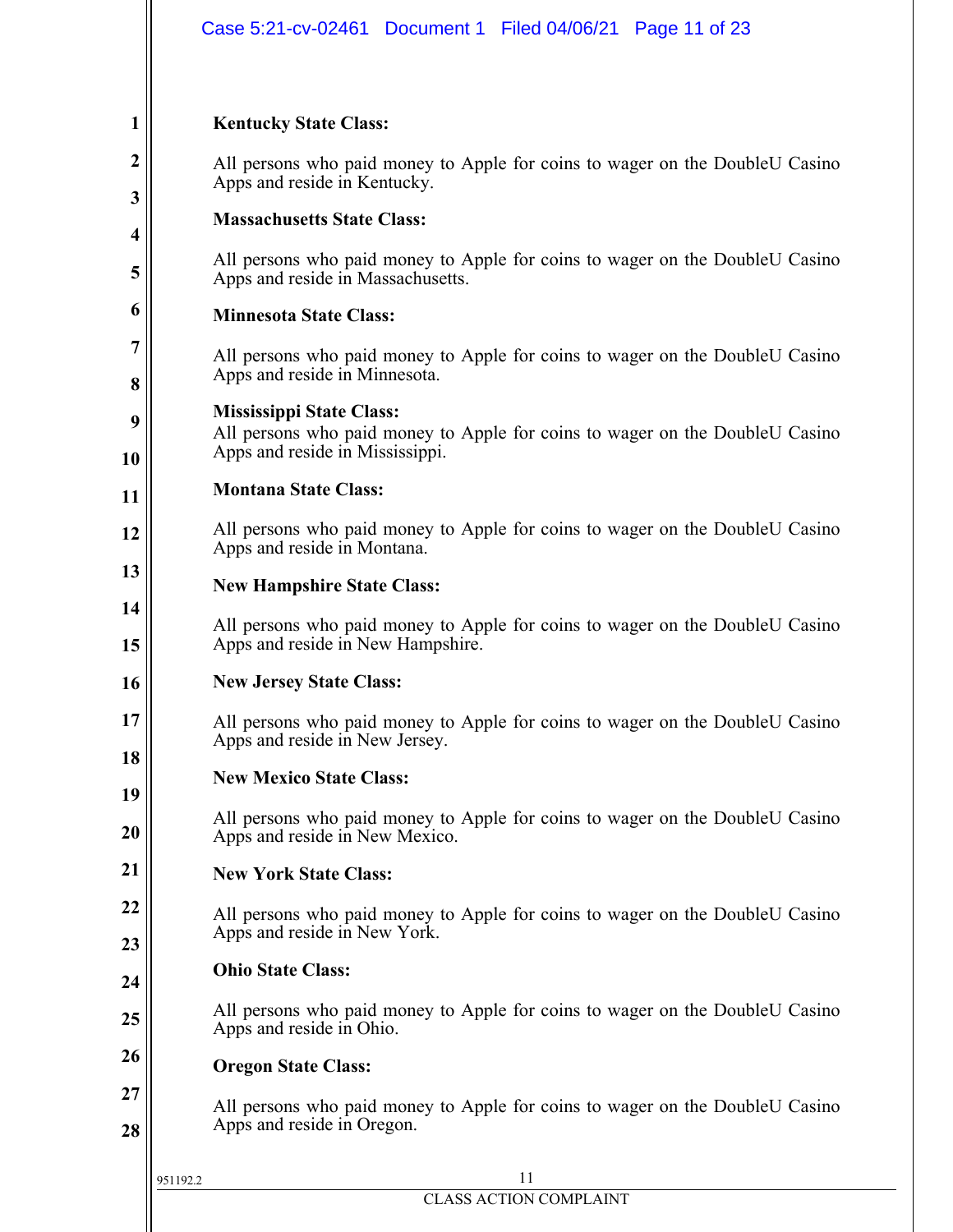**Kentucky State Class:**

All persons who paid money to Apple for coins to wager on the DoubleU Casino Apps and reside in Kentucky.

**Massachusetts State Class:**

All persons who paid money to Apple for coins to wager on the DoubleU Casino Apps and reside in Massachusetts.

**Minnesota State Class:**

All persons who paid money to Apple for coins to wager on the DoubleU Casino Apps and reside in Minnesota.

**Mississippi State Class:**

All persons who paid money to Apple for coins to wager on the DoubleU Casino Apps and reside in Mississippi.

**Montana State Class:**

All persons who paid money to Apple for coins to wager on the DoubleU Casino Apps and reside in Montana.

**New Hampshire State Class:**

All persons who paid money to Apple for coins to wager on the DoubleU Casino Apps and reside in New Hampshire.

**New Jersey State Class:**

All persons who paid money to Apple for coins to wager on the DoubleU Casino Apps and reside in New Jersey.

**New Mexico State Class:**

All persons who paid money to Apple for coins to wager on the DoubleU Casino Apps and reside in New Mexico.

**New York State Class:**

All persons who paid money to Apple for coins to wager on the DoubleU Casino Apps and reside in New York.

**Ohio State Class:**

All persons who paid money to Apple for coins to wager on the DoubleU Casino Apps and reside in Ohio.

**Oregon State Class:**

All persons who paid money to Apple for coins to wager on the DoubleU Casino Apps and reside in Oregon.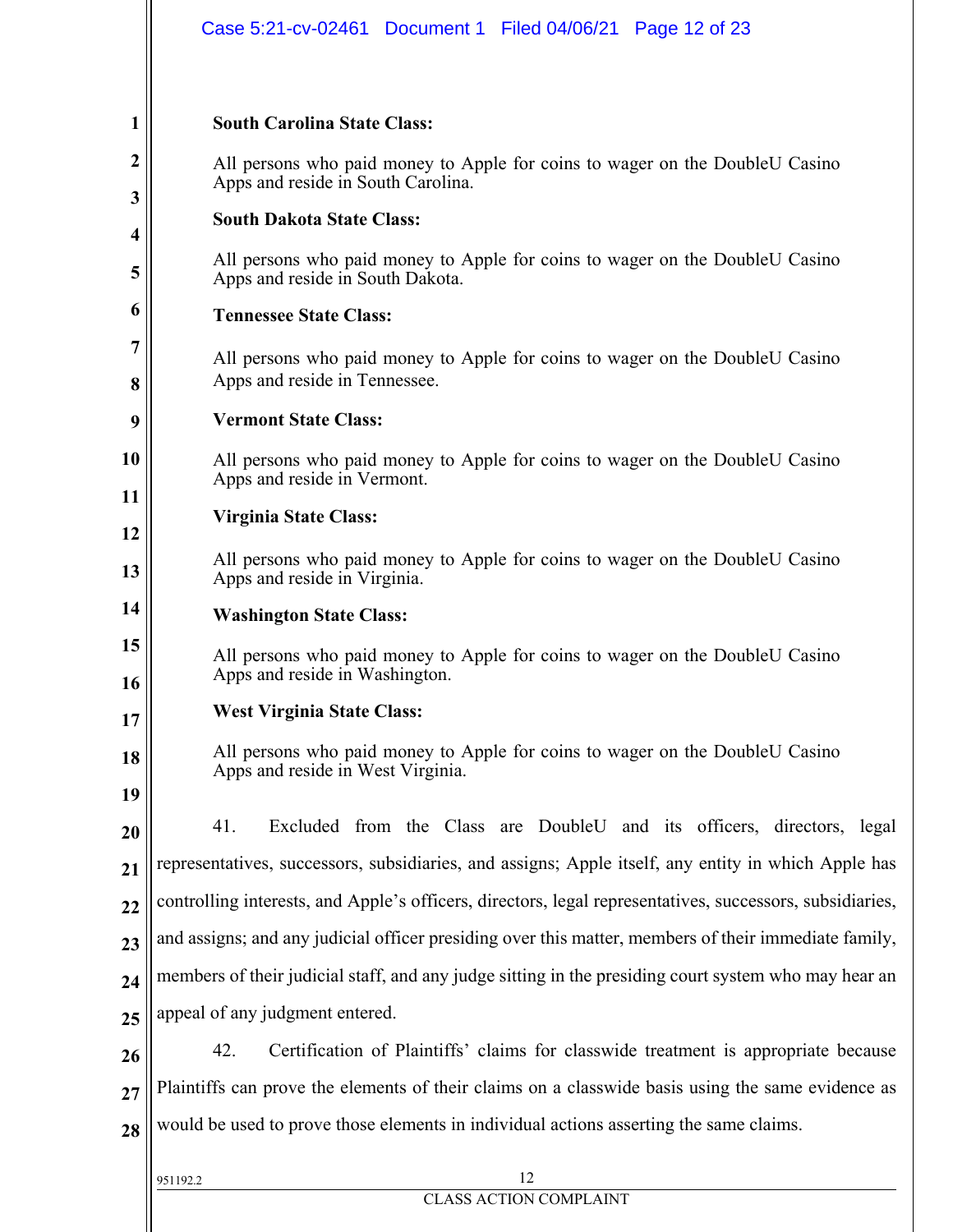**South Carolina State Class:**

All persons who paid money to Apple for coins to wager on the DoubleU Casino Apps and reside in South Carolina.

**South Dakota State Class:**

All persons who paid money to Apple for coins to wager on the DoubleU Casino Apps and reside in South Dakota.

**Tennessee State Class:**

All persons who paid money to Apple for coins to wager on the DoubleU Casino Apps and reside in Tennessee.

**Vermont State Class:**

All persons who paid money to Apple for coins to wager on the DoubleU Casino Apps and reside in Vermont.

**Virginia State Class:**

All persons who paid money to Apple for coins to wager on the DoubleU Casino Apps and reside in Virginia.

**Washington State Class:**

All persons who paid money to Apple for coins to wager on the DoubleU Casino Apps and reside in Washington.

**West Virginia State Class:**

All persons who paid money to Apple for coins to wager on the DoubleU Casino Apps and reside in West Virginia.

41. Excluded from the Class are DoubleU and its officers, directors, legal representatives, successors, subsidiaries, and assigns; Apple itself, any entity in which Apple has controlling interests, and Apple's officers, directors, legal representatives, successors, subsidiaries, and assigns; and any judicial officer presiding over this matter, members of their immediate family, members of their judicial staff, and any judge sitting in the presiding court system who may hear an appeal of any judgment entered.

42. Certification of Plaintiffs' claims for classwide treatment is appropriate because Plaintiffs can prove the elements of their claims on a classwide basis using the same evidence as would be used to prove those elements in individual actions asserting the same claims.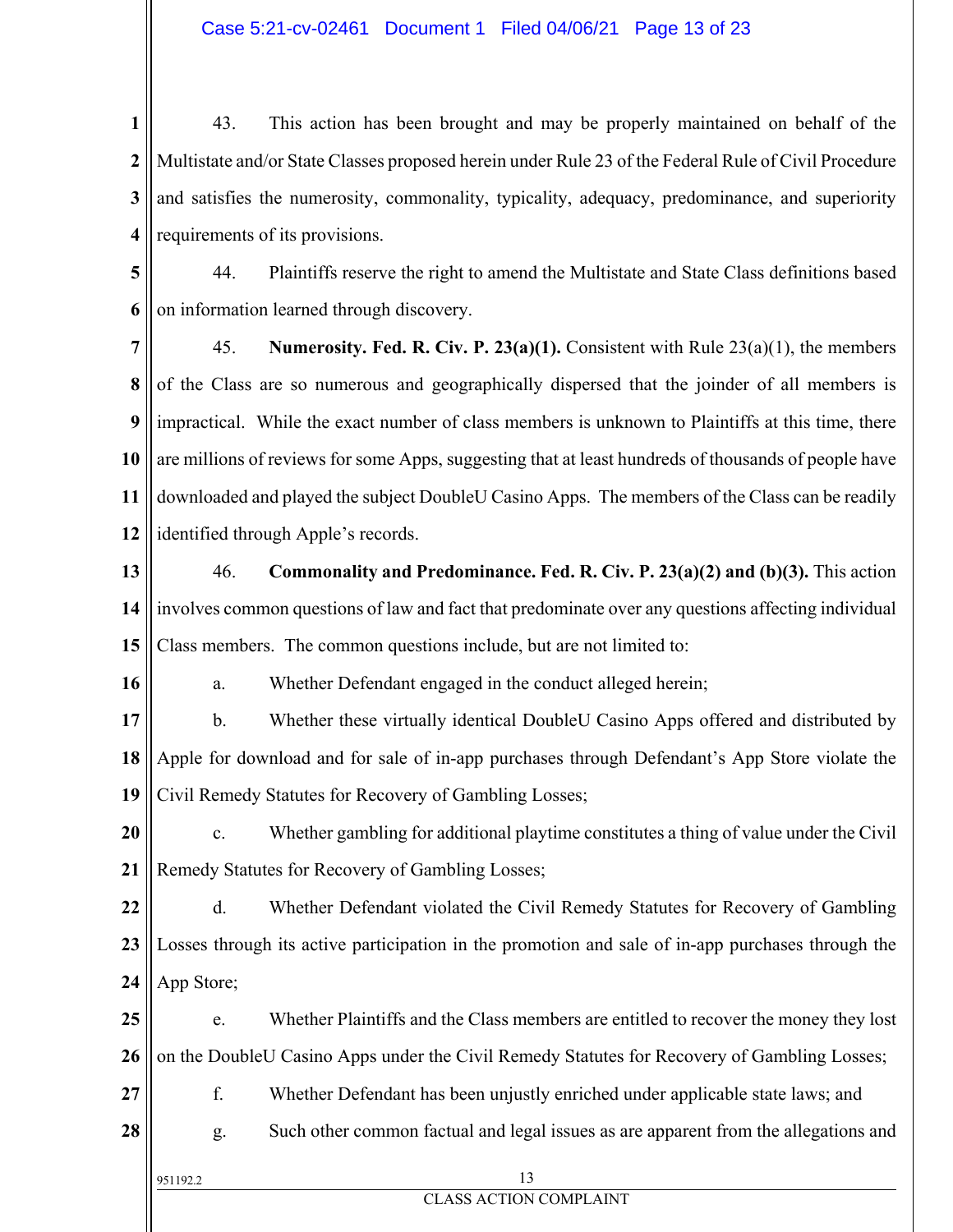43. This action has been brought and may be properly maintained on behalf of the Multistate and/or State Classes proposed herein under Rule 23 of the Federal Rule of Civil Procedure and satisfies the numerosity, commonality, typicality, adequacy, predominance, and superiority requirements of its provisions.

44. Plaintiffs reserve the right to amend the Multistate and State Class definitions based on information learned through discovery.

45. **Numerosity. Fed. R. Civ. P. 23(a)(1).** Consistent with Rule 23(a)(1), the members of the Class are so numerous and geographically dispersed that the joinder of all members is impractical. While the exact number of class members is unknown to Plaintiffs at this time, there are millions of reviews for some Apps, suggesting that at least hundreds of thousands of people have downloaded and played the subject DoubleU Casino Apps. The members of the Class can be readily identified through Apple's records.

46. **Commonality and Predominance. Fed. R. Civ. P. 23(a)(2) and (b)(3).** This action involves common questions of law and fact that predominate over any questions affecting individual Class members. The common questions include, but are not limited to:

a. Whether Defendant engaged in the conduct alleged herein;

b. Whether these virtually identical DoubleU Casino Apps offered and distributed by Apple for download and for sale of in-app purchases through Defendant's App Store violate the Civil Remedy Statutes for Recovery of Gambling Losses;

c. Whether gambling for additional playtime constitutes a thing of value under the Civil Remedy Statutes for Recovery of Gambling Losses;

d. Whether Defendant violated the Civil Remedy Statutes for Recovery of Gambling Losses through its active participation in the promotion and sale of in-app purchases through the App Store;

e. Whether Plaintiffs and the Class members are entitled to recover the money they lost on the DoubleU Casino Apps under the Civil Remedy Statutes for Recovery of Gambling Losses;

f. Whether Defendant has been unjustly enriched under applicable state laws; and

g. Such other common factual and legal issues as are apparent from the allegations and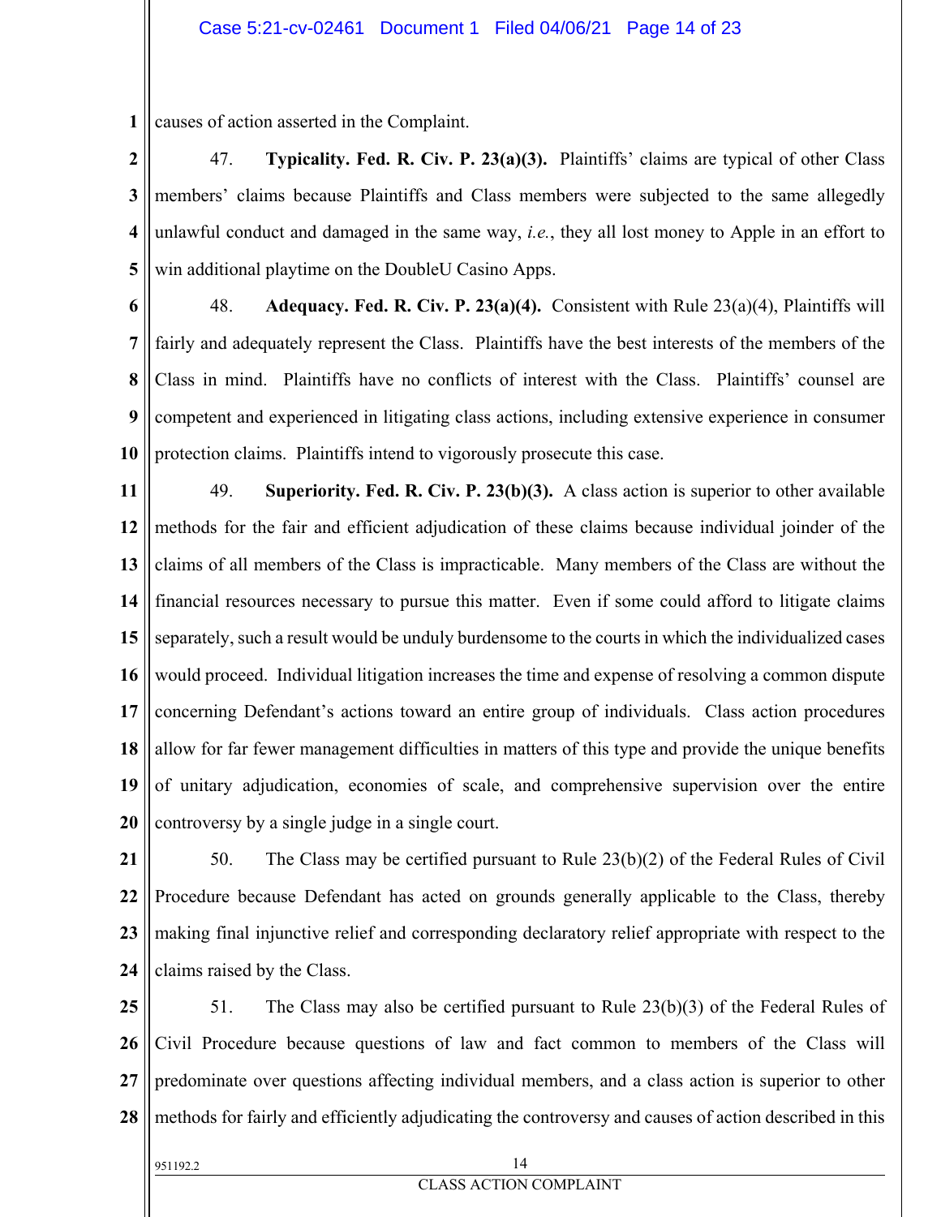causes of action asserted in the Complaint.

47. **Typicality. Fed. R. Civ. P. 23(a)(3).** Plaintiffs' claims are typical of other Class members' claims because Plaintiffs and Class members were subjected to the same allegedly unlawful conduct and damaged in the same way, *i.e.*, they all lost money to Apple in an effort to win additional playtime on the DoubleU Casino Apps.

48. **Adequacy. Fed. R. Civ. P. 23(a)(4).** Consistent with Rule 23(a)(4), Plaintiffs will fairly and adequately represent the Class. Plaintiffs have the best interests of the members of the Class in mind. Plaintiffs have no conflicts of interest with the Class. Plaintiffs' counsel are competent and experienced in litigating class actions, including extensive experience in consumer protection claims. Plaintiffs intend to vigorously prosecute this case.

49. **Superiority. Fed. R. Civ. P. 23(b)(3).** A class action is superior to other available methods for the fair and efficient adjudication of these claims because individual joinder of the claims of all members of the Class is impracticable. Many members of the Class are without the financial resources necessary to pursue this matter. Even if some could afford to litigate claims separately, such a result would be unduly burdensome to the courts in which the individualized cases would proceed. Individual litigation increases the time and expense of resolving a common dispute concerning Defendant's actions toward an entire group of individuals. Class action procedures allow for far fewer management difficulties in matters of this type and provide the unique benefits of unitary adjudication, economies of scale, and comprehensive supervision over the entire controversy by a single judge in a single court.

50. The Class may be certified pursuant to Rule 23(b)(2) of the Federal Rules of Civil Procedure because Defendant has acted on grounds generally applicable to the Class, thereby making final injunctive relief and corresponding declaratory relief appropriate with respect to the claims raised by the Class.

51. The Class may also be certified pursuant to Rule 23(b)(3) of the Federal Rules of Civil Procedure because questions of law and fact common to members of the Class will predominate over questions affecting individual members, and a class action is superior to other methods for fairly and efficiently adjudicating the controversy and causes of action described in this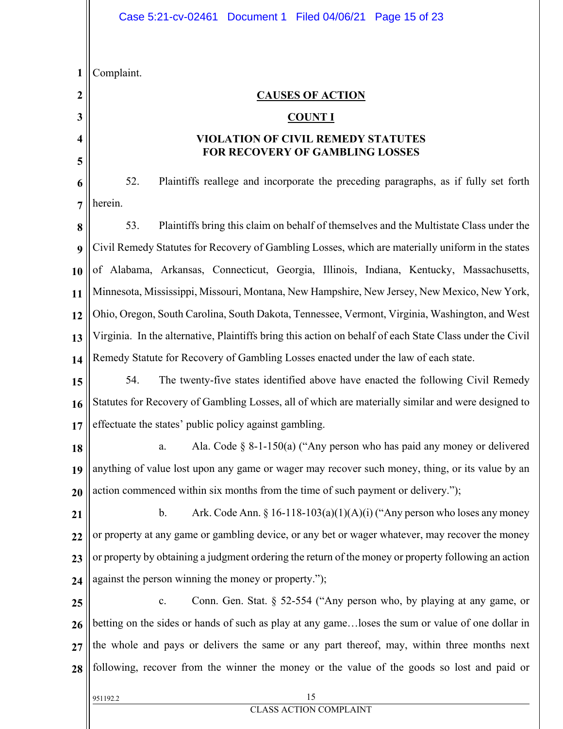Complaint.

## CAUSES OF ACTION

## COUNT I

## VIOLATION OF CIVIL REMEDY STATUTES FOR RECOVERY OF GAMBLING LOSSES

52. Plaintiffs reallege and incorporate the preceding paragraphs, as if fully set forth herein.

53. Plaintiffs bring this claim on behalf of themselves and the Multistate Class under the Civil Remedy Statutes for Recovery of Gambling Losses, which are materially uniform in the states of Alabama, Arkansas, Connecticut, Georgia, Illinois, Indiana, Kentucky, Massachusetts, Minnesota, Mississippi, Missouri, Montana, New Hampshire, New Jersey, New Mexico, New York, Ohio, Oregon, South Carolina, South Dakota, Tennessee, Vermont, Virginia, Washington, and West Virginia. In the alternative, Plaintiffs bring this action on behalf of each State Class under the Civil Remedy Statute for Recovery of Gambling Losses enacted under the law of each state.

54. The twenty-five states identified above have enacted the following Civil Remedy Statutes for Recovery of Gambling Losses, all of which are materially similar and were designed to effectuate the states' public policy against gambling.

a. Ala. Code § 8-1-150(a) ("Any person who has paid any money or delivered anything of value lost upon any game or wager may recover such money, thing, or its value by an action commenced within six months from the time of such payment or delivery.");

b. Ark. Code Ann. § 16-118-103(a)(1)(A)(i) ("Any person who loses any money or property at any game or gambling device, or any bet or wager whatever, may recover the money or property by obtaining a judgment ordering the return of the money or property following an action against the person winning the money or property.");

c. Conn. Gen. Stat. § 52-554 ("Any person who, by playing at any game, or betting on the sides or hands of such as play at any game…loses the sum or value of one dollar in the whole and pays or delivers the same or any part thereof, may, within three months next following, recover from the winner the money or the value of the goods so lost and paid or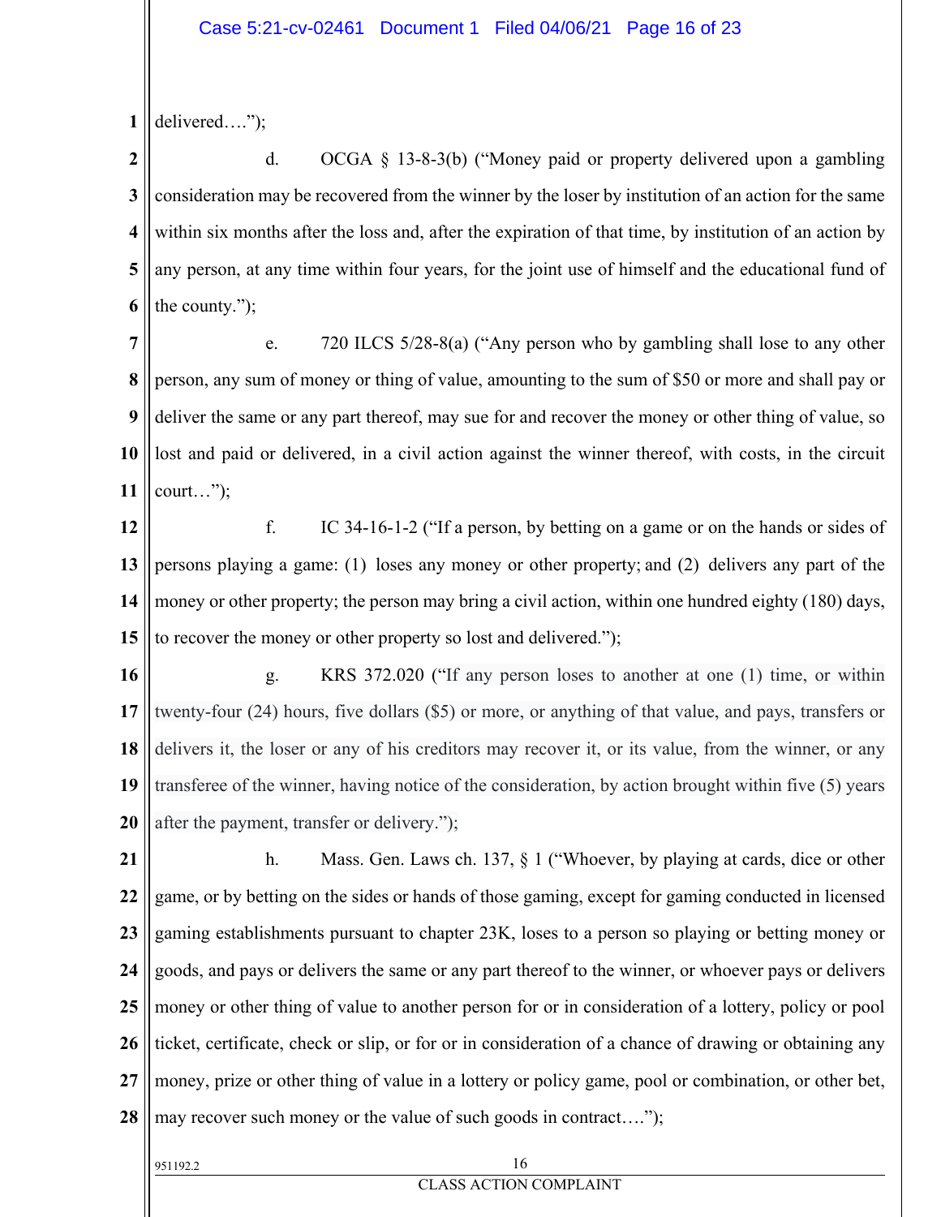delivered….");

d. OCGA § 13-8-3(b) ("Money paid or property delivered upon a gambling consideration may be recovered from the winner by the loser by institution of an action for the same within six months after the loss and, after the expiration of that time, by institution of an action by any person, at any time within four years, for the joint use of himself and the educational fund of the county.");

e. 720 ILCS 5/28-8(a) ("Any person who by gambling shall lose to any other person, any sum of money or thing of value, amounting to the sum of $50 or more and shall pay or deliver the same or any part thereof, may sue for and recover the money or other thing of value, so lost and paid or delivered, in a civil action against the winner thereof, with costs, in the circuit court…");

f. IC 34-16-1-2 ("If a person, by betting on a game or on the hands or sides of persons playing a game: (1) loses any money or other property; and (2) delivers any part of the money or other property; the person may bring a civil action, within one hundred eighty (180) days, to recover the money or other property so lost and delivered.");

g. KRS 372.020 ("If any person loses to another at one (1) time, or within twenty-four (24) hours, five dollars ($5) or more, or anything of that value, and pays, transfers or delivers it, the loser or any of his creditors may recover it, or its value, from the winner, or any transferee of the winner, having notice of the consideration, by action brought within five (5) years after the payment, transfer or delivery.");

h. Mass. Gen. Laws ch. 137, § 1 ("Whoever, by playing at cards, dice or other game, or by betting on the sides or hands of those gaming, except for gaming conducted in licensed gaming establishments pursuant to chapter 23K, loses to a person so playing or betting money or goods, and pays or delivers the same or any part thereof to the winner, or whoever pays or delivers money or other thing of value to another person for or in consideration of a lottery, policy or pool ticket, certificate, check or slip, or for or in consideration of a chance of drawing or obtaining any money, prize or other thing of value in a lottery or policy game, pool or combination, or other bet, may recover such money or the value of such goods in contract….");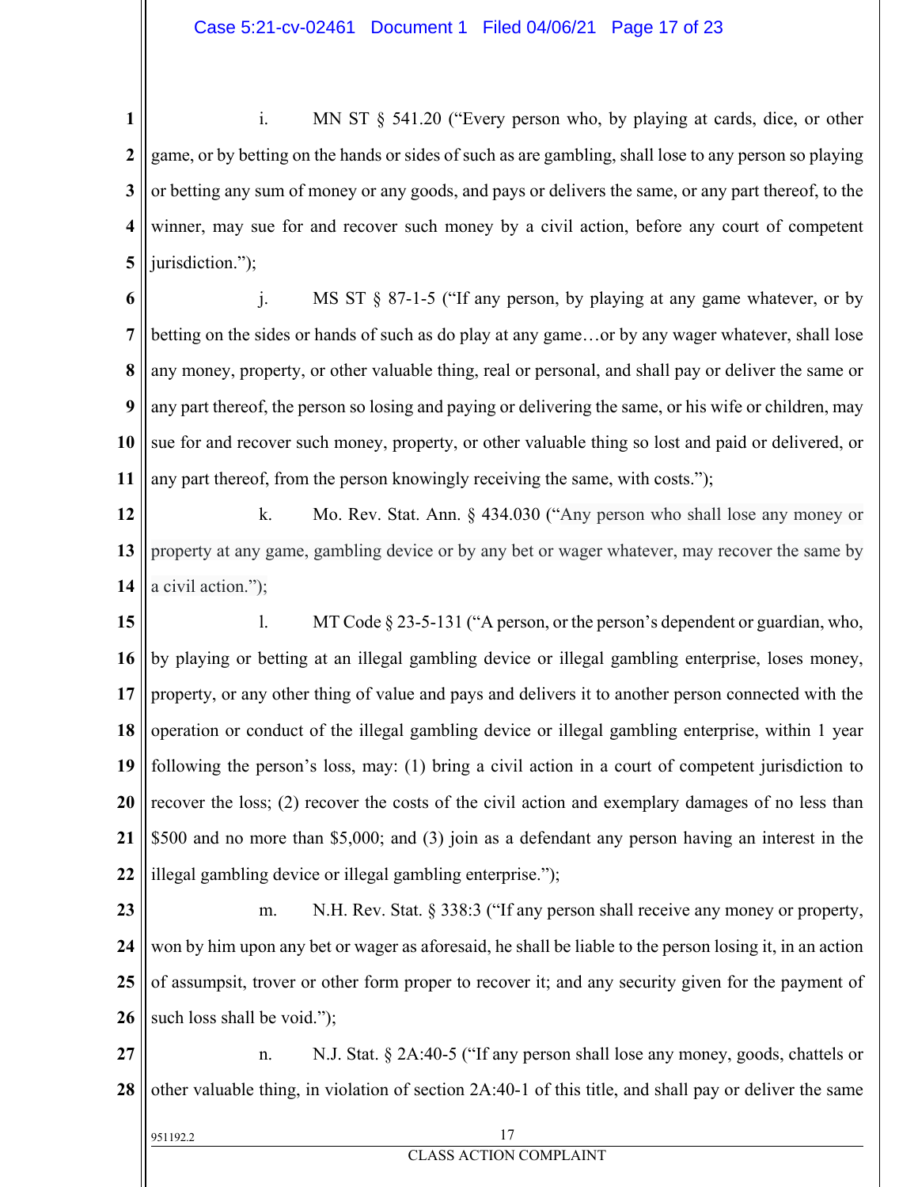i. MN ST § 541.20 ("Every person who, by playing at cards, dice, or other game, or by betting on the hands or sides of such as are gambling, shall lose to any person so playing or betting any sum of money or any goods, and pays or delivers the same, or any part thereof, to the winner, may sue for and recover such money by a civil action, before any court of competent jurisdiction.");

j. MS ST § 87-1-5 ("If any person, by playing at any game whatever, or by betting on the sides or hands of such as do play at any game…or by any wager whatever, shall lose any money, property, or other valuable thing, real or personal, and shall pay or deliver the same or any part thereof, the person so losing and paying or delivering the same, or his wife or children, may sue for and recover such money, property, or other valuable thing so lost and paid or delivered, or any part thereof, from the person knowingly receiving the same, with costs.");

k. Mo. Rev. Stat. Ann. § 434.030 ("Any person who shall lose any money or property at any game, gambling device or by any bet or wager whatever, may recover the same by a civil action.");

l. MT Code § 23-5-131 ("A person, or the person's dependent or guardian, who, by playing or betting at an illegal gambling device or illegal gambling enterprise, loses money, property, or any other thing of value and pays and delivers it to another person connected with the operation or conduct of the illegal gambling device or illegal gambling enterprise, within 1 year following the person's loss, may: (1) bring a civil action in a court of competent jurisdiction to recover the loss; (2) recover the costs of the civil action and exemplary damages of no less than $500 and no more than $5,000; and (3) join as a defendant any person having an interest in the illegal gambling device or illegal gambling enterprise.");

m. N.H. Rev. Stat. § 338:3 ("If any person shall receive any money or property, won by him upon any bet or wager as aforesaid, he shall be liable to the person losing it, in an action of assumpsit, trover or other form proper to recover it; and any security given for the payment of such loss shall be void.");

n. N.J. Stat. § 2A:40-5 ("If any person shall lose any money, goods, chattels or other valuable thing, in violation of section 2A:40-1 of this title, and shall pay or deliver the same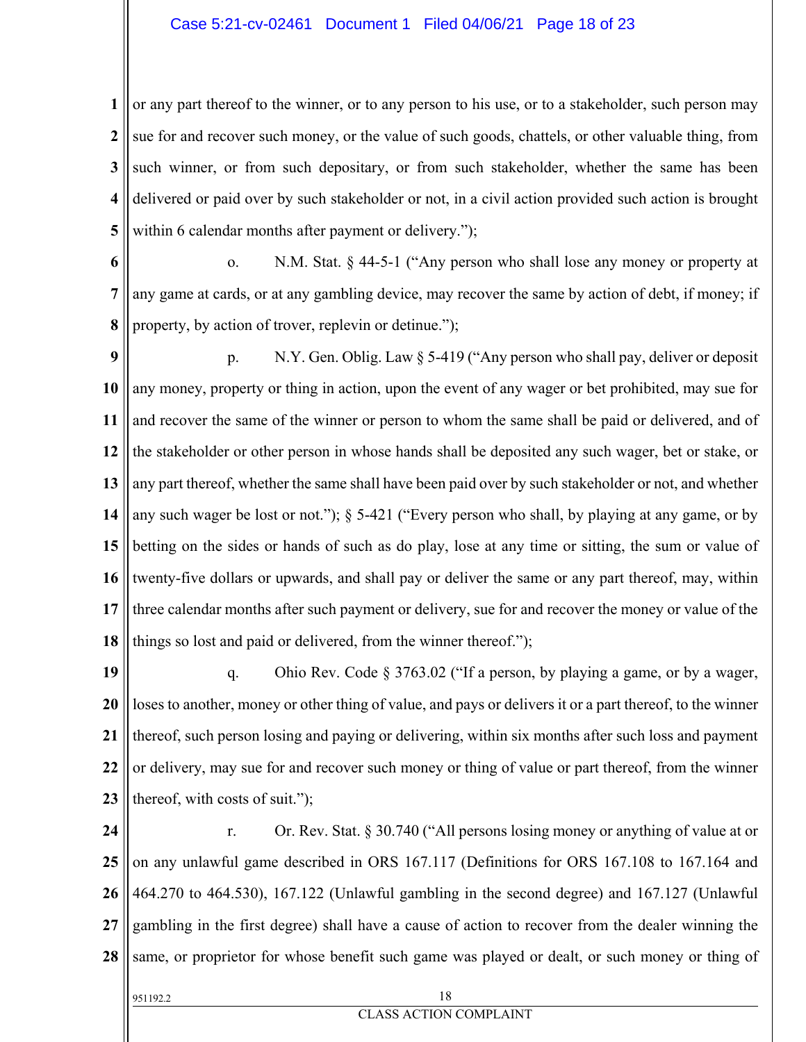or any part thereof to the winner, or to any person to his use, or to a stakeholder, such person may sue for and recover such money, or the value of such goods, chattels, or other valuable thing, from such winner, or from such depositary, or from such stakeholder, whether the same has been delivered or paid over by such stakeholder or not, in a civil action provided such action is brought within 6 calendar months after payment or delivery.");

o. N.M. Stat. § 44-5-1 ("Any person who shall lose any money or property at any game at cards, or at any gambling device, may recover the same by action of debt, if money; if property, by action of trover, replevin or detinue.");

p. N.Y. Gen. Oblig. Law § 5-419 ("Any person who shall pay, deliver or deposit any money, property or thing in action, upon the event of any wager or bet prohibited, may sue for and recover the same of the winner or person to whom the same shall be paid or delivered, and of the stakeholder or other person in whose hands shall be deposited any such wager, bet or stake, or any part thereof, whether the same shall have been paid over by such stakeholder or not, and whether any such wager be lost or not."); § 5-421 ("Every person who shall, by playing at any game, or by betting on the sides or hands of such as do play, lose at any time or sitting, the sum or value of twenty-five dollars or upwards, and shall pay or deliver the same or any part thereof, may, within three calendar months after such payment or delivery, sue for and recover the money or value of the things so lost and paid or delivered, from the winner thereof.");

q. Ohio Rev. Code § 3763.02 ("If a person, by playing a game, or by a wager, loses to another, money or other thing of value, and pays or delivers it or a part thereof, to the winner thereof, such person losing and paying or delivering, within six months after such loss and payment or delivery, may sue for and recover such money or thing of value or part thereof, from the winner thereof, with costs of suit.");

r. Or. Rev. Stat. § 30.740 ("All persons losing money or anything of value at or on any unlawful game described in ORS 167.117 (Definitions for ORS 167.108 to 167.164 and 464.270 to 464.530), 167.122 (Unlawful gambling in the second degree) and 167.127 (Unlawful gambling in the first degree) shall have a cause of action to recover from the dealer winning the same, or proprietor for whose benefit such game was played or dealt, or such money or thing of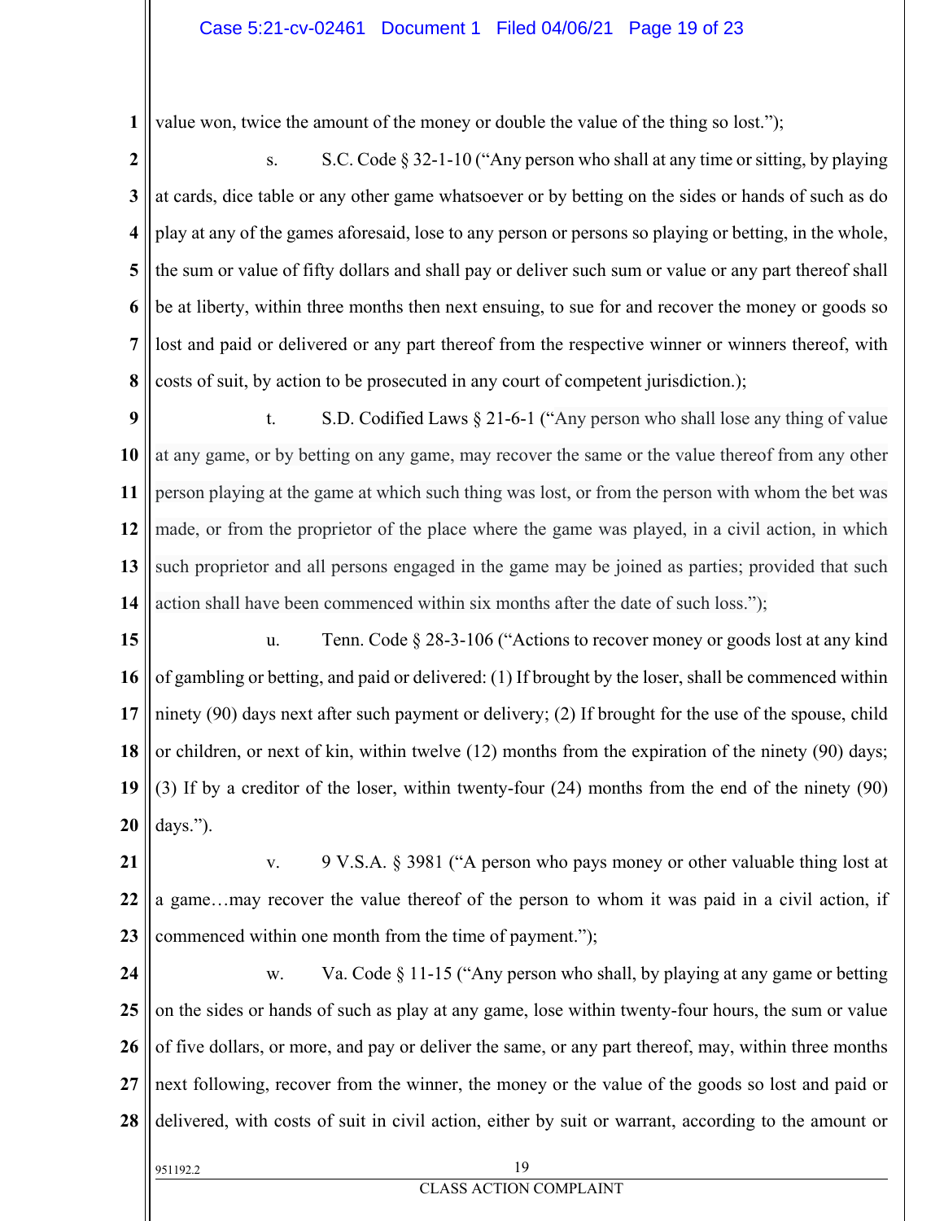value won, twice the amount of the money or double the value of the thing so lost.");

s. S.C. Code § 32-1-10 ("Any person who shall at any time or sitting, by playing at cards, dice table or any other game whatsoever or by betting on the sides or hands of such as do play at any of the games aforesaid, lose to any person or persons so playing or betting, in the whole, the sum or value of fifty dollars and shall pay or deliver such sum or value or any part thereof shall be at liberty, within three months then next ensuing, to sue for and recover the money or goods so lost and paid or delivered or any part thereof from the respective winner or winners thereof, with costs of suit, by action to be prosecuted in any court of competent jurisdiction.);

t. S.D. Codified Laws § 21-6-1 ("Any person who shall lose any thing of value at any game, or by betting on any game, may recover the same or the value thereof from any other person playing at the game at which such thing was lost, or from the person with whom the bet was made, or from the proprietor of the place where the game was played, in a civil action, in which such proprietor and all persons engaged in the game may be joined as parties; provided that such action shall have been commenced within six months after the date of such loss.");

u. Tenn. Code § 28-3-106 ("Actions to recover money or goods lost at any kind of gambling or betting, and paid or delivered: (1) If brought by the loser, shall be commenced within ninety (90) days next after such payment or delivery; (2) If brought for the use of the spouse, child or children, or next of kin, within twelve (12) months from the expiration of the ninety (90) days; (3) If by a creditor of the loser, within twenty-four (24) months from the end of the ninety (90) days.").

v. 9 V.S.A. § 3981 ("A person who pays money or other valuable thing lost at a game…may recover the value thereof of the person to whom it was paid in a civil action, if commenced within one month from the time of payment.");

w. Va. Code § 11-15 ("Any person who shall, by playing at any game or betting on the sides or hands of such as play at any game, lose within twenty-four hours, the sum or value of five dollars, or more, and pay or deliver the same, or any part thereof, may, within three months next following, recover from the winner, the money or the value of the goods so lost and paid or delivered, with costs of suit in civil action, either by suit or warrant, according to the amount or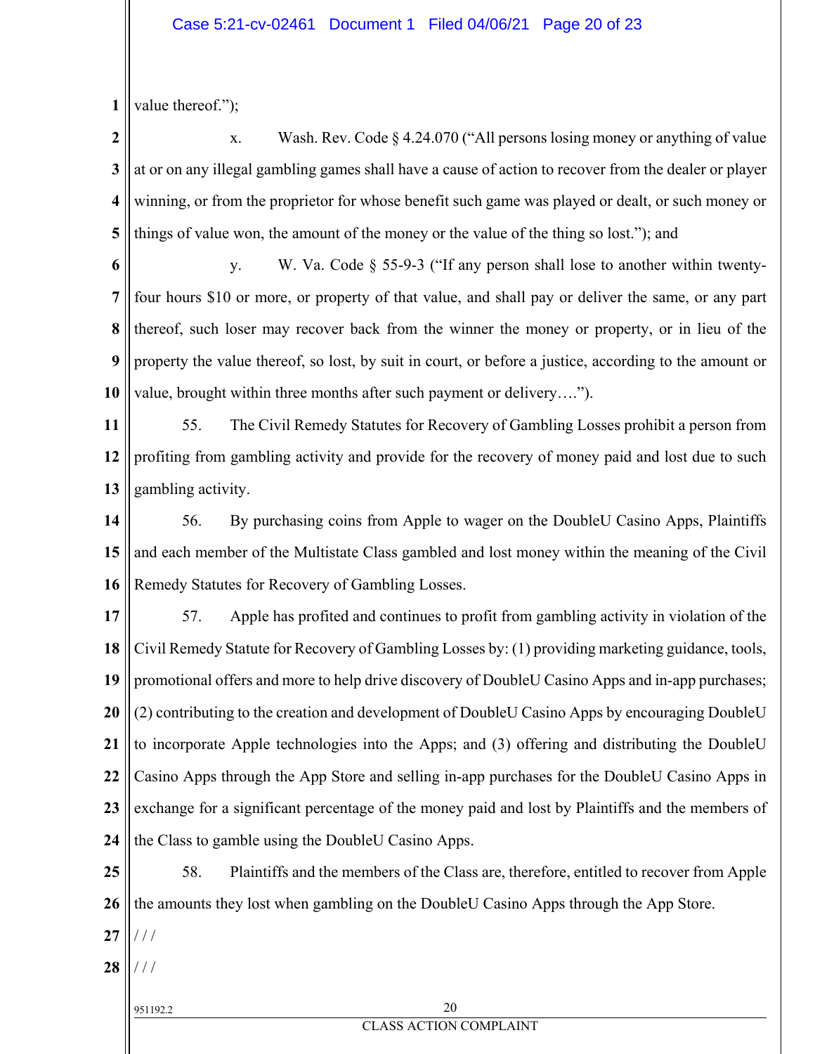value thereof.");

x. Wash. Rev. Code § 4.24.070 ("All persons losing money or anything of value at or on any illegal gambling games shall have a cause of action to recover from the dealer or player winning, or from the proprietor for whose benefit such game was played or dealt, or such money or things of value won, the amount of the money or the value of the thing so lost."); and

y. W. Va. Code § 55-9-3 ("If any person shall lose to another within twenty-four hours $10 or more, or property of that value, and shall pay or deliver the same, or any part thereof, such loser may recover back from the winner the money or property, or in lieu of the property the value thereof, so lost, by suit in court, or before a justice, according to the amount or value, brought within three months after such payment or delivery….").

55. The Civil Remedy Statutes for Recovery of Gambling Losses prohibit a person from profiting from gambling activity and provide for the recovery of money paid and lost due to such gambling activity.

56. By purchasing coins from Apple to wager on the DoubleU Casino Apps, Plaintiffs and each member of the Multistate Class gambled and lost money within the meaning of the Civil Remedy Statutes for Recovery of Gambling Losses.

57. Apple has profited and continues to profit from gambling activity in violation of the Civil Remedy Statute for Recovery of Gambling Losses by: (1) providing marketing guidance, tools, promotional offers and more to help drive discovery of DoubleU Casino Apps and in-app purchases; (2) contributing to the creation and development of DoubleU Casino Apps by encouraging DoubleU to incorporate Apple technologies into the Apps; and (3) offering and distributing the DoubleU Casino Apps through the App Store and selling in-app purchases for the DoubleU Casino Apps in exchange for a significant percentage of the money paid and lost by Plaintiffs and the members of the Class to gamble using the DoubleU Casino Apps.

58. Plaintiffs and the members of the Class are, therefore, entitled to recover from Apple the amounts they lost when gambling on the DoubleU Casino Apps through the App Store.

/ / /

/ / /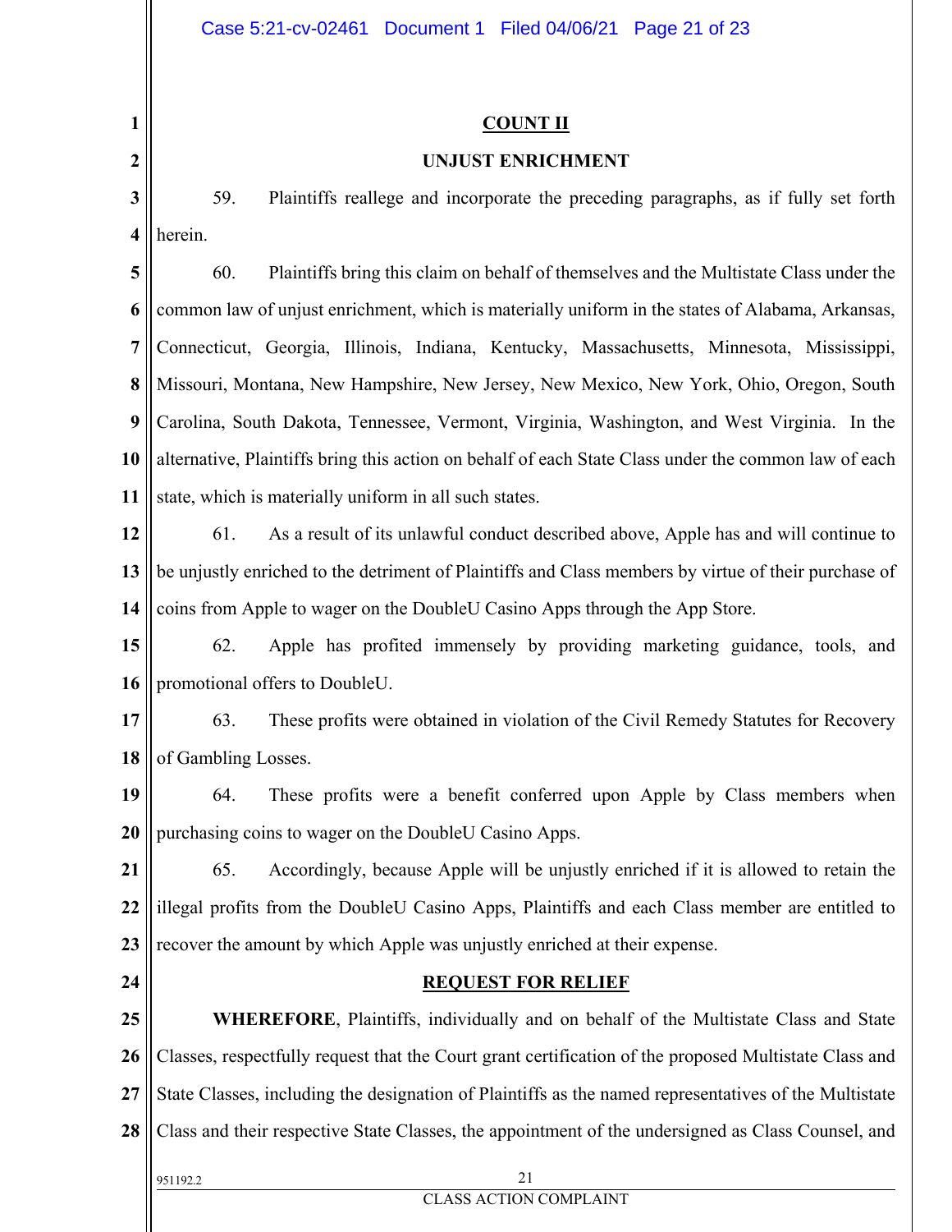## COUNT II

## UNJUST ENRICHMENT

59. Plaintiffs reallege and incorporate the preceding paragraphs, as if fully set forth herein.

60. Plaintiffs bring this claim on behalf of themselves and the Multistate Class under the common law of unjust enrichment, which is materially uniform in the states of Alabama, Arkansas, Connecticut, Georgia, Illinois, Indiana, Kentucky, Massachusetts, Minnesota, Mississippi, Missouri, Montana, New Hampshire, New Jersey, New Mexico, New York, Ohio, Oregon, South Carolina, South Dakota, Tennessee, Vermont, Virginia, Washington, and West Virginia. In the alternative, Plaintiffs bring this action on behalf of each State Class under the common law of each state, which is materially uniform in all such states.

61. As a result of its unlawful conduct described above, Apple has and will continue to be unjustly enriched to the detriment of Plaintiffs and Class members by virtue of their purchase of coins from Apple to wager on the DoubleU Casino Apps through the App Store.

62. Apple has profited immensely by providing marketing guidance, tools, and promotional offers to DoubleU.

63. These profits were obtained in violation of the Civil Remedy Statutes for Recovery of Gambling Losses.

64. These profits were a benefit conferred upon Apple by Class members when purchasing coins to wager on the DoubleU Casino Apps.

65. Accordingly, because Apple will be unjustly enriched if it is allowed to retain the illegal profits from the DoubleU Casino Apps, Plaintiffs and each Class member are entitled to recover the amount by which Apple was unjustly enriched at their expense.

## REQUEST FOR RELIEF

**WHEREFORE**, Plaintiffs, individually and on behalf of the Multistate Class and State Classes, respectfully request that the Court grant certification of the proposed Multistate Class and State Classes, including the designation of Plaintiffs as the named representatives of the Multistate Class and their respective State Classes, the appointment of the undersigned as Class Counsel, and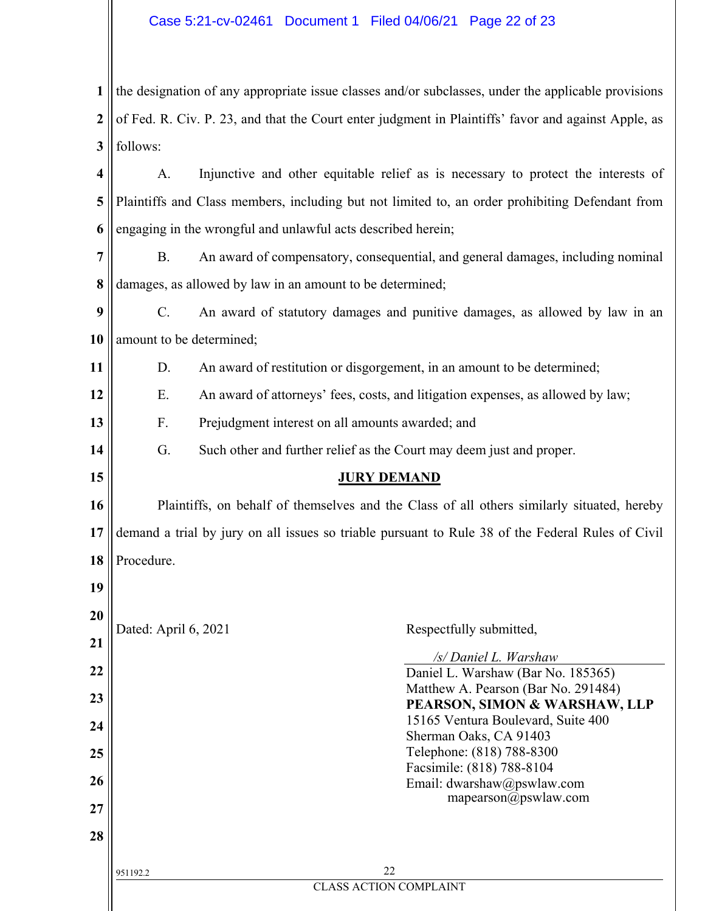the designation of any appropriate issue classes and/or subclasses, under the applicable provisions of Fed. R. Civ. P. 23, and that the Court enter judgment in Plaintiffs' favor and against Apple, as follows:

A. Injunctive and other equitable relief as is necessary to protect the interests of Plaintiffs and Class members, including but not limited to, an order prohibiting Defendant from engaging in the wrongful and unlawful acts described herein;

B. An award of compensatory, consequential, and general damages, including nominal damages, as allowed by law in an amount to be determined;

C. An award of statutory damages and punitive damages, as allowed by law in an amount to be determined;

D. An award of restitution or disgorgement, in an amount to be determined;

E. An award of attorneys' fees, costs, and litigation expenses, as allowed by law;

F. Prejudgment interest on all amounts awarded; and

G. Such other and further relief as the Court may deem just and proper.

**JURY DEMAND**

Plaintiffs, on behalf of themselves and the Class of all others similarly situated, hereby demand a trial by jury on all issues so triable pursuant to Rule 38 of the Federal Rules of Civil Procedure.

Dated: April 6, 2021

Respectfully submitted,

*/s/ Daniel L. Warshaw*

Daniel L. Warshaw (Bar No. 185365)
Matthew A. Pearson (Bar No. 291484)
**PEARSON, SIMON & WARSHAW, LLP**
15165 Ventura Boulevard, Suite 400
Sherman Oaks, CA 91403
Telephone: (818) 788-8300
Facsimile: (818) 788-8104
Email: dwarshaw@pswlaw.com
mapearson@pswlaw.com

951192.2

CLASS ACTION COMPLAINT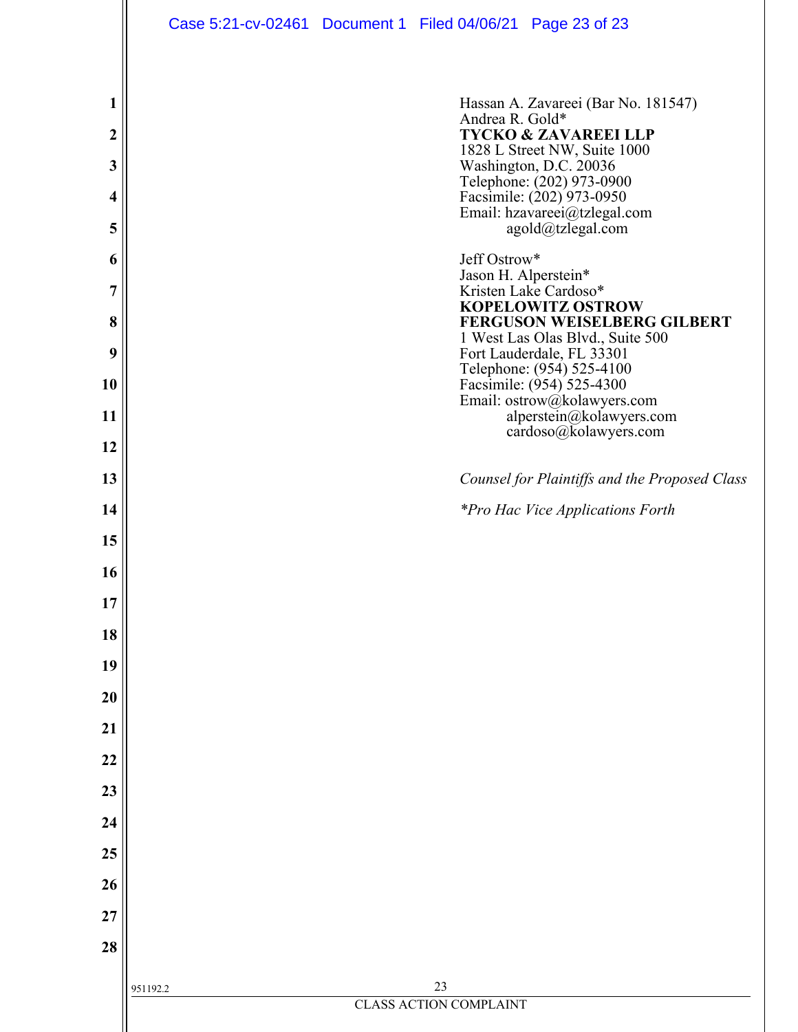Hassan A. Zavareei (Bar No. 181547)
Andrea R. Gold*
**TYCKO & ZAVAREEI LLP**
1828 L Street NW, Suite 1000
Washington, D.C. 20036
Telephone: (202) 973-0900
Facsimile: (202) 973-0950
Email: hzavareei@tzlegal.com
agold@tzlegal.com

Jeff Ostrow*
Jason H. Alperstein*
Kristen Lake Cardoso*
**KOPELOWITZ OSTROW FERGUSON WEISELBERG GILBERT**
1 West Las Olas Blvd., Suite 500
Fort Lauderdale, FL 33301
Telephone: (954) 525-4100
Facsimile: (954) 525-4300
Email: ostrow@kolawyers.com
alperstein@kolawyers.com
cardoso@kolawyers.com

*Counsel for Plaintiffs and the Proposed Class*

**Pro Hac Vice Applications Forth*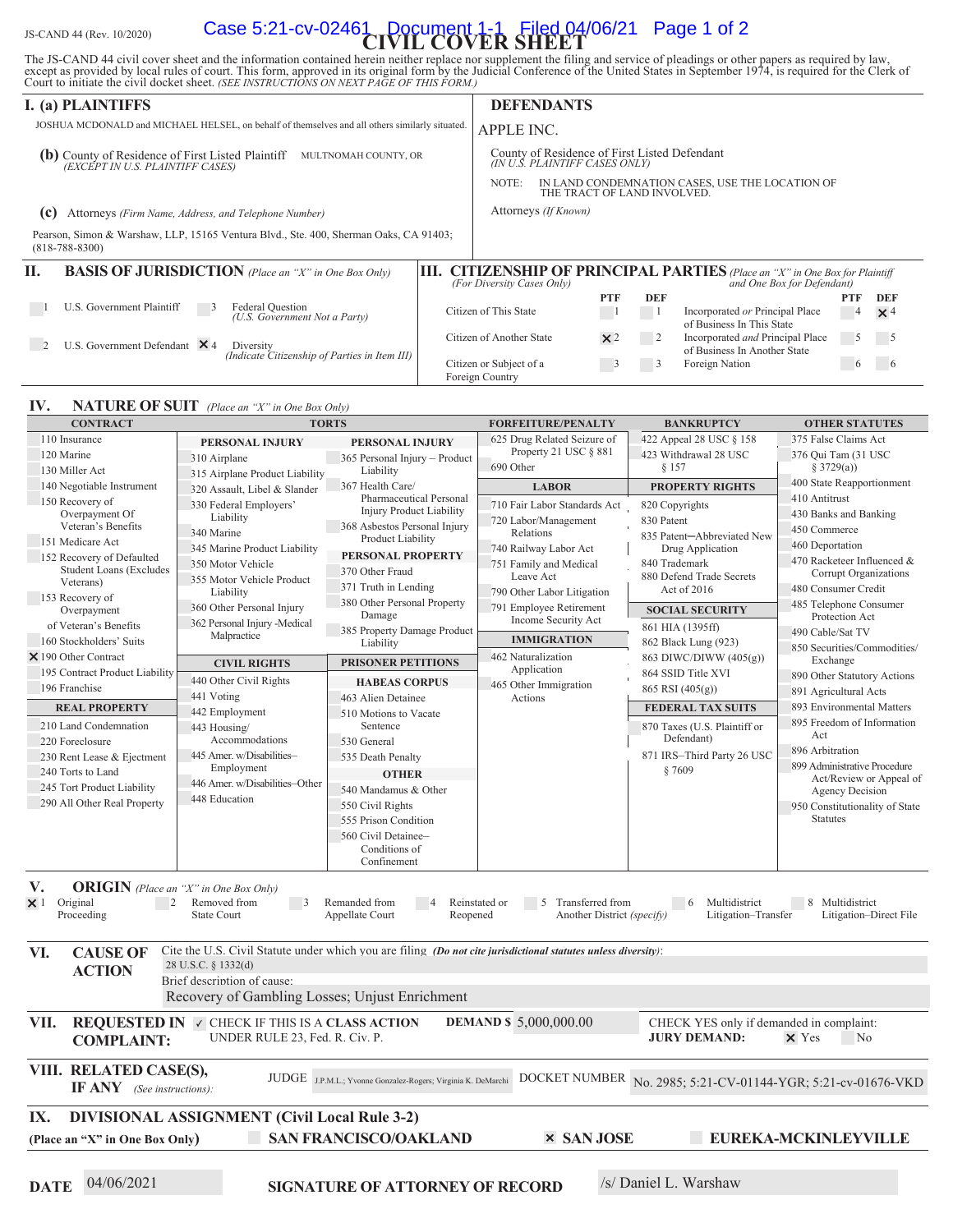JS-CAND 44 (Rev. 10/2020)

# CIVIL COVER SHEET

The JS-CAND 44 civil cover sheet and the information contained herein neither replace nor supplement the filing and service of pleadings or other papers as required by law, except as provided by local rules of court. This form, approved in its original form by the Judicial Conference of the United States in September 1974, is required for the Clerk of Court to initiate the civil docket sheet. *(SEE INSTRUCTIONS ON NEXT PAGE OF THIS FORM.)*

## I. (a) PLAINTIFFS

JOSHUA MCDONALD and MICHAEL HELSEL, on behalf of themselves and all others similarly situated.

**(b)** County of Residence of First Listed Plaintiff MULTNOMAH COUNTY, OR
*(EXCEPT IN U.S. PLAINTIFF CASES)*

**(c)** Attorneys *(Firm Name, Address, and Telephone Number)*

Pearson, Simon & Warshaw, LLP, 15165 Ventura Blvd., Ste. 400, Sherman Oaks, CA 91403; (818-788-8300)

## DEFENDANTS

APPLE INC.

County of Residence of First Listed Defendant
*(IN U.S. PLAINTIFF CASES ONLY)*

NOTE: IN LAND CONDEMNATION CASES, USE THE LOCATION OF THE TRACT OF LAND INVOLVED.

Attorneys *(If Known)*

## II. BASIS OF JURISDICTION *(Place an "X" in One Box Only)*

- 1 U.S. Government Plaintiff
- 3 Federal Question *(U.S. Government Not a Party)*
- 2 U.S. Government Defendant
- **X** 4 Diversity *(Indicate Citizenship of Parties in Item III)*

## III. CITIZENSHIP OF PRINCIPAL PARTIES *(Place an "X" in One Box for Plaintiff and One Box for Defendant)* *(For Diversity Cases Only)*

| | PTF | DEF | | PTF | DEF |
|---|---|---|---|---|---|
| Citizen of This State | 1 | 1 | Incorporated *or* Principal Place of Business In This State | 4 | **X** 4 |
| Citizen of Another State | **X** 2 | 2 | Incorporated *and* Principal Place of Business In Another State | 5 | 5 |
| Citizen or Subject of a Foreign Country | 3 | 3 | Foreign Nation | 6 | 6 |

## IV. NATURE OF SUIT *(Place an "X" in One Box Only)*

**CONTRACT**
- 110 Insurance
- 120 Marine
- 130 Miller Act
- 140 Negotiable Instrument
- 150 Recovery of Overpayment Of Veteran's Benefits
- 151 Medicare Act
- 152 Recovery of Defaulted Student Loans (Excludes Veterans)
- 153 Recovery of Overpayment of Veteran's Benefits
- 160 Stockholders' Suits
- **X** 190 Other Contract
- 195 Contract Product Liability
- 196 Franchise

**REAL PROPERTY**
- 210 Land Condemnation
- 220 Foreclosure
- 230 Rent Lease & Ejectment
- 240 Torts to Land
- 245 Tort Product Liability
- 290 All Other Real Property

**TORTS**

PERSONAL INJURY
- 310 Airplane
- 315 Airplane Product Liability
- 320 Assault, Libel & Slander
- 330 Federal Employers' Liability
- 340 Marine
- 345 Marine Product Liability
- 350 Motor Vehicle
- 355 Motor Vehicle Product Liability
- 360 Other Personal Injury
- 362 Personal Injury -Medical Malpractice

PERSONAL INJURY
- 365 Personal Injury – Product Liability
- 367 Health Care/ Pharmaceutical Personal Injury Product Liability
- 368 Asbestos Personal Injury Product Liability

PERSONAL PROPERTY
- 370 Other Fraud
- 371 Truth in Lending
- 380 Other Personal Property Damage
- 385 Property Damage Product Liability

**CIVIL RIGHTS**
- 440 Other Civil Rights
- 441 Voting
- 442 Employment
- 443 Housing/ Accommodations
- 445 Amer. w/Disabilities–Employment
- 446 Amer. w/Disabilities–Other
- 448 Education

**PRISONER PETITIONS**

HABEAS CORPUS
- 463 Alien Detainee
- 510 Motions to Vacate Sentence
- 530 General
- 535 Death Penalty

OTHER
- 540 Mandamus & Other
- 550 Civil Rights
- 555 Prison Condition
- 560 Civil Detainee– Conditions of Confinement

**FORFEITURE/PENALTY**
- 625 Drug Related Seizure of Property 21 USC § 881
- 690 Other

**LABOR**
- 710 Fair Labor Standards Act
- 720 Labor/Management Relations
- 740 Railway Labor Act
- 751 Family and Medical Leave Act
- 790 Other Labor Litigation
- 791 Employee Retirement Income Security Act

**IMMIGRATION**
- 462 Naturalization Application
- 465 Other Immigration Actions

**BANKRUPTCY**
- 422 Appeal 28 USC § 158
- 423 Withdrawal 28 USC § 157

**PROPERTY RIGHTS**
- 820 Copyrights
- 830 Patent
- 835 Patent─Abbreviated New Drug Application
- 840 Trademark
- 880 Defend Trade Secrets Act of 2016

**SOCIAL SECURITY**
- 861 HIA (1395ff)
- 862 Black Lung (923)
- 863 DIWC/DIWW (405(g))
- 864 SSID Title XVI
- 865 RSI (405(g))

**FEDERAL TAX SUITS**
- 870 Taxes (U.S. Plaintiff or Defendant)
- 871 IRS–Third Party 26 USC § 7609

**OTHER STATUTES**
- 375 False Claims Act
- 376 Qui Tam (31 USC § 3729(a))
- 400 State Reapportionment
- 410 Antitrust
- 430 Banks and Banking
- 450 Commerce
- 460 Deportation
- 470 Racketeer Influenced & Corrupt Organizations
- 480 Consumer Credit
- 485 Telephone Consumer Protection Act
- 490 Cable/Sat TV
- 850 Securities/Commodities/ Exchange
- 890 Other Statutory Actions
- 891 Agricultural Acts
- 893 Environmental Matters
- 895 Freedom of Information Act
- 896 Arbitration
- 899 Administrative Procedure Act/Review or Appeal of Agency Decision
- 950 Constitutionality of State Statutes

## V. ORIGIN *(Place an "X" in One Box Only)*

- **X** 1 Original Proceeding
- 2 Removed from State Court
- 3 Remanded from Appellate Court
- 4 Reinstated or Reopened
- 5 Transferred from Another District *(specify)*
- 6 Multidistrict Litigation–Transfer
- 8 Multidistrict Litigation–Direct File

## VI. CAUSE OF ACTION

Cite the U.S. Civil Statute under which you are filing *(Do not cite jurisdictional statutes unless diversity)*:
28 U.S.C. § 1332(d)

Brief description of cause:
Recovery of Gambling Losses; Unjust Enrichment

## VII. REQUESTED IN COMPLAINT:

✓ CHECK IF THIS IS A **CLASS ACTION** UNDER RULE 23, Fed. R. Civ. P.

**DEMAND $** 5,000,000.00

CHECK YES only if demanded in complaint:
**JURY DEMAND:** **X** Yes No

## VIII. RELATED CASE(S), IF ANY *(See instructions)*:

JUDGE J.P.M.L.; Yvonne Gonzalez-Rogers; Virginia K. DeMarchi
DOCKET NUMBER No. 2985; 5:21-CV-01144-YGR; 5:21-cv-01676-VKD

## IX. DIVISIONAL ASSIGNMENT (Civil Local Rule 3-2)

**(Place an "X" in One Box Only)**

- SAN FRANCISCO/OAKLAND
- **X** SAN JOSE
- EUREKA-MCKINLEYVILLE

**DATE** 04/06/2021

**SIGNATURE OF ATTORNEY OF RECORD** /s/ Daniel L. Warshaw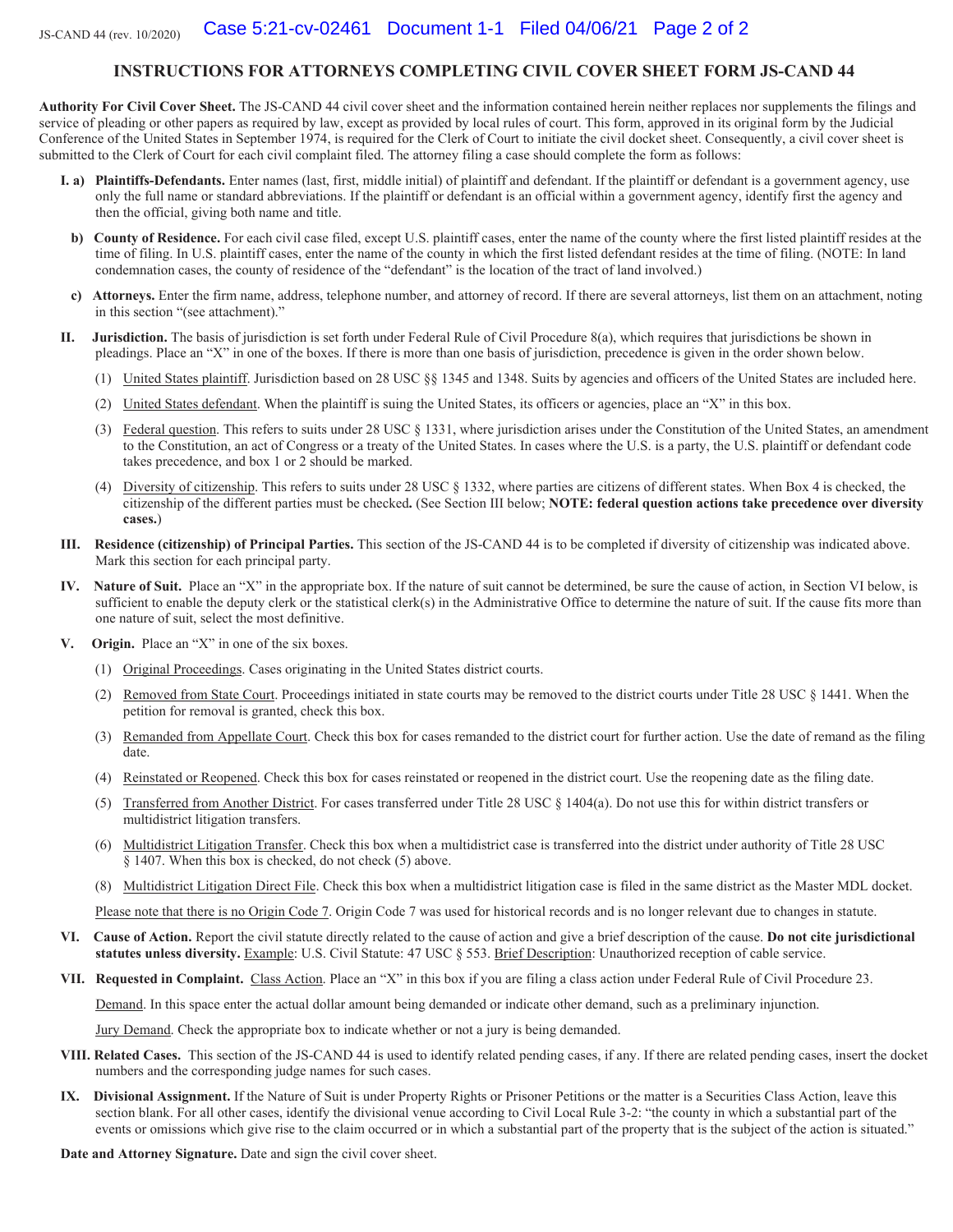# INSTRUCTIONS FOR ATTORNEYS COMPLETING CIVIL COVER SHEET FORM JS-CAND 44

**Authority For Civil Cover Sheet.** The JS-CAND 44 civil cover sheet and the information contained herein neither replaces nor supplements the filings and service of pleading or other papers as required by law, except as provided by local rules of court. This form, approved in its original form by the Judicial Conference of the United States in September 1974, is required for the Clerk of Court to initiate the civil docket sheet. Consequently, a civil cover sheet is submitted to the Clerk of Court for each civil complaint filed. The attorney filing a case should complete the form as follows:

**I. a) Plaintiffs-Defendants.** Enter names (last, first, middle initial) of plaintiff and defendant. If the plaintiff or defendant is a government agency, use only the full name or standard abbreviations. If the plaintiff or defendant is an official within a government agency, identify first the agency and then the official, giving both name and title.

**b) County of Residence.** For each civil case filed, except U.S. plaintiff cases, enter the name of the county where the first listed plaintiff resides at the time of filing. In U.S. plaintiff cases, enter the name of the county in which the first listed defendant resides at the time of filing. (NOTE: In land condemnation cases, the county of residence of the "defendant" is the location of the tract of land involved.)

**c) Attorneys.** Enter the firm name, address, telephone number, and attorney of record. If there are several attorneys, list them on an attachment, noting in this section "(see attachment)."

**II. Jurisdiction.** The basis of jurisdiction is set forth under Federal Rule of Civil Procedure 8(a), which requires that jurisdictions be shown in pleadings. Place an "X" in one of the boxes. If there is more than one basis of jurisdiction, precedence is given in the order shown below.

(1) United States plaintiff. Jurisdiction based on 28 USC §§ 1345 and 1348. Suits by agencies and officers of the United States are included here.

(2) United States defendant. When the plaintiff is suing the United States, its officers or agencies, place an "X" in this box.

(3) Federal question. This refers to suits under 28 USC § 1331, where jurisdiction arises under the Constitution of the United States, an amendment to the Constitution, an act of Congress or a treaty of the United States. In cases where the U.S. is a party, the U.S. plaintiff or defendant code takes precedence, and box 1 or 2 should be marked.

(4) Diversity of citizenship. This refers to suits under 28 USC § 1332, where parties are citizens of different states. When Box 4 is checked, the citizenship of the different parties must be checked. (See Section III below; **NOTE: federal question actions take precedence over diversity cases.**)

**III. Residence (citizenship) of Principal Parties.** This section of the JS-CAND 44 is to be completed if diversity of citizenship was indicated above. Mark this section for each principal party.

**IV. Nature of Suit.** Place an "X" in the appropriate box. If the nature of suit cannot be determined, be sure the cause of action, in Section VI below, is sufficient to enable the deputy clerk or the statistical clerk(s) in the Administrative Office to determine the nature of suit. If the cause fits more than one nature of suit, select the most definitive.

**V. Origin.** Place an "X" in one of the six boxes.

(1) Original Proceedings. Cases originating in the United States district courts.

(2) Removed from State Court. Proceedings initiated in state courts may be removed to the district courts under Title 28 USC § 1441. When the petition for removal is granted, check this box.

(3) Remanded from Appellate Court. Check this box for cases remanded to the district court for further action. Use the date of remand as the filing date.

(4) Reinstated or Reopened. Check this box for cases reinstated or reopened in the district court. Use the reopening date as the filing date.

(5) Transferred from Another District. For cases transferred under Title 28 USC § 1404(a). Do not use this for within district transfers or multidistrict litigation transfers.

(6) Multidistrict Litigation Transfer. Check this box when a multidistrict case is transferred into the district under authority of Title 28 USC § 1407. When this box is checked, do not check (5) above.

(8) Multidistrict Litigation Direct File. Check this box when a multidistrict litigation case is filed in the same district as the Master MDL docket.

Please note that there is no Origin Code 7. Origin Code 7 was used for historical records and is no longer relevant due to changes in statute.

**VI. Cause of Action.** Report the civil statute directly related to the cause of action and give a brief description of the cause. **Do not cite jurisdictional statutes unless diversity.** Example: U.S. Civil Statute: 47 USC § 553. Brief Description: Unauthorized reception of cable service.

**VII. Requested in Complaint.** Class Action. Place an "X" in this box if you are filing a class action under Federal Rule of Civil Procedure 23.

Demand. In this space enter the actual dollar amount being demanded or indicate other demand, such as a preliminary injunction.

Jury Demand. Check the appropriate box to indicate whether or not a jury is being demanded.

**VIII. Related Cases.** This section of the JS-CAND 44 is used to identify related pending cases, if any. If there are related pending cases, insert the docket numbers and the corresponding judge names for such cases.

**IX. Divisional Assignment.** If the Nature of Suit is under Property Rights or Prisoner Petitions or the matter is a Securities Class Action, leave this section blank. For all other cases, identify the divisional venue according to Civil Local Rule 3-2: "the county in which a substantial part of the events or omissions which give rise to the claim occurred or in which a substantial part of the property that is the subject of the action is situated."

**Date and Attorney Signature.** Date and sign the civil cover sheet.